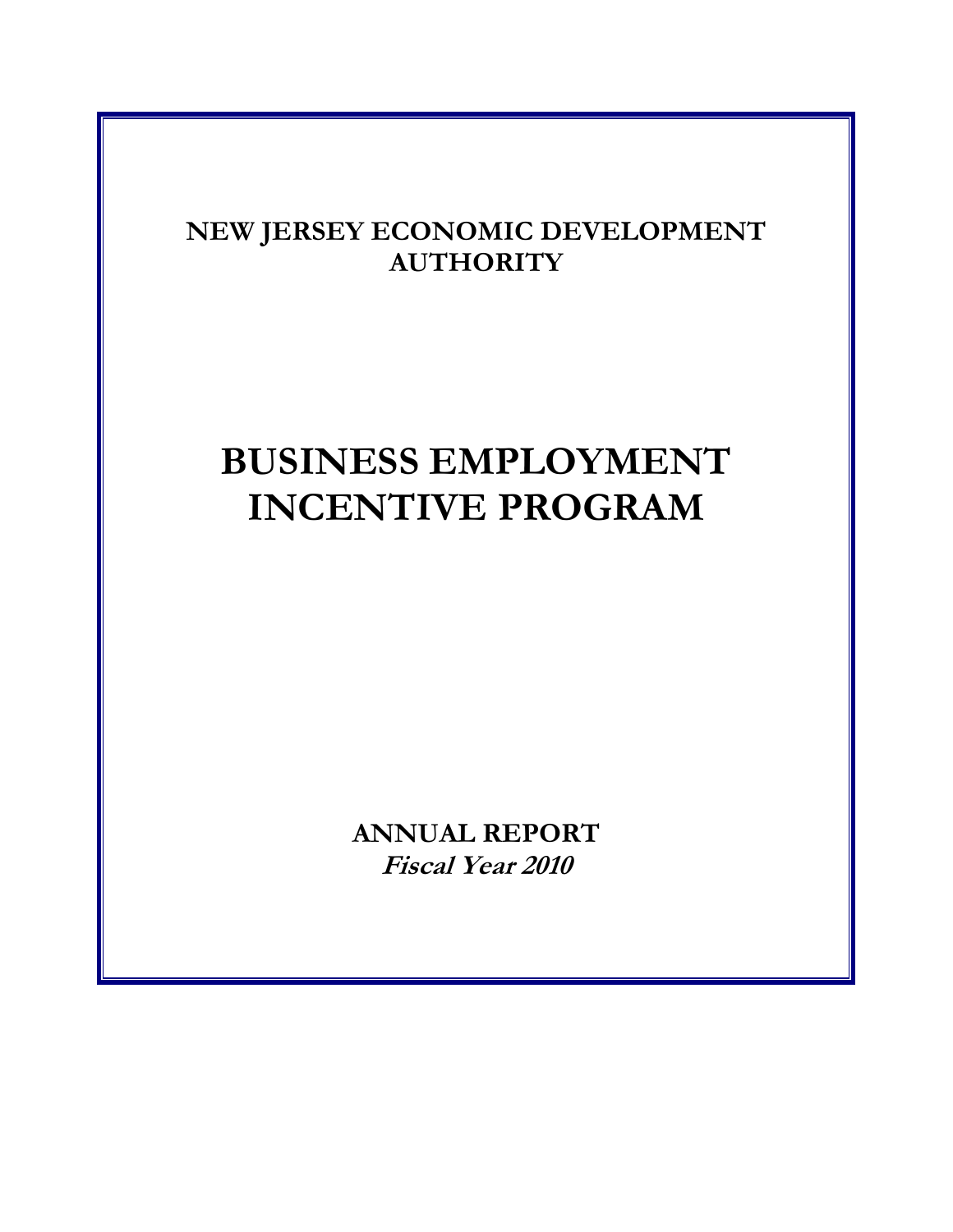**NEW JERSEY ECONOMIC DEVELOPMENT AUTHORITY**

# BUSINESS EMPLOYMENT INCENTIVE PROGRAM

**ANNUAL REPORT**

***Fiscal Year 2010***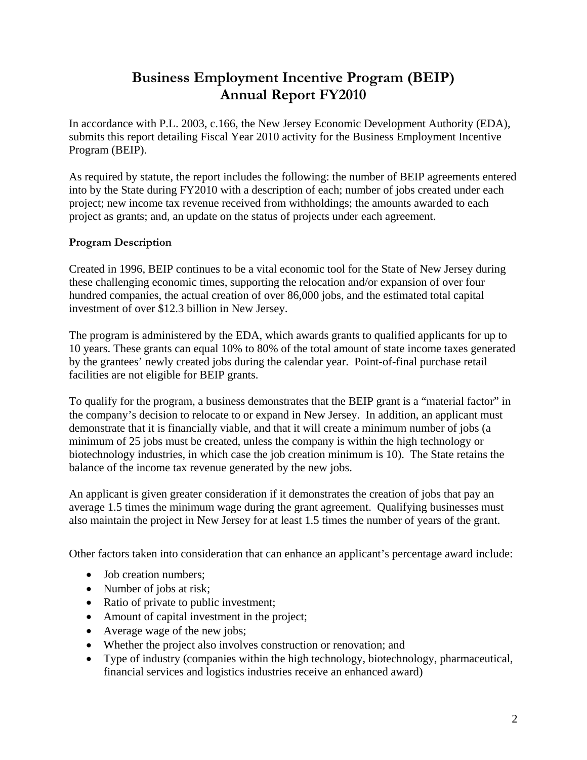# Business Employment Incentive Program (BEIP) Annual Report FY2010

In accordance with P.L. 2003, c.166, the New Jersey Economic Development Authority (EDA), submits this report detailing Fiscal Year 2010 activity for the Business Employment Incentive Program (BEIP).

As required by statute, the report includes the following: the number of BEIP agreements entered into by the State during FY2010 with a description of each; number of jobs created under each project; new income tax revenue received from withholdings; the amounts awarded to each project as grants; and, an update on the status of projects under each agreement.

### Program Description

Created in 1996, BEIP continues to be a vital economic tool for the State of New Jersey during these challenging economic times, supporting the relocation and/or expansion of over four hundred companies, the actual creation of over 86,000 jobs, and the estimated total capital investment of over $12.3 billion in New Jersey.

The program is administered by the EDA, which awards grants to qualified applicants for up to 10 years. These grants can equal 10% to 80% of the total amount of state income taxes generated by the grantees' newly created jobs during the calendar year. Point-of-final purchase retail facilities are not eligible for BEIP grants.

To qualify for the program, a business demonstrates that the BEIP grant is a "material factor" in the company's decision to relocate to or expand in New Jersey. In addition, an applicant must demonstrate that it is financially viable, and that it will create a minimum number of jobs (a minimum of 25 jobs must be created, unless the company is within the high technology or biotechnology industries, in which case the job creation minimum is 10). The State retains the balance of the income tax revenue generated by the new jobs.

An applicant is given greater consideration if it demonstrates the creation of jobs that pay an average 1.5 times the minimum wage during the grant agreement. Qualifying businesses must also maintain the project in New Jersey for at least 1.5 times the number of years of the grant.

Other factors taken into consideration that can enhance an applicant's percentage award include:

- Job creation numbers;
- Number of jobs at risk;
- Ratio of private to public investment;
- Amount of capital investment in the project;
- Average wage of the new jobs;
- Whether the project also involves construction or renovation; and
- Type of industry (companies within the high technology, biotechnology, pharmaceutical, financial services and logistics industries receive an enhanced award)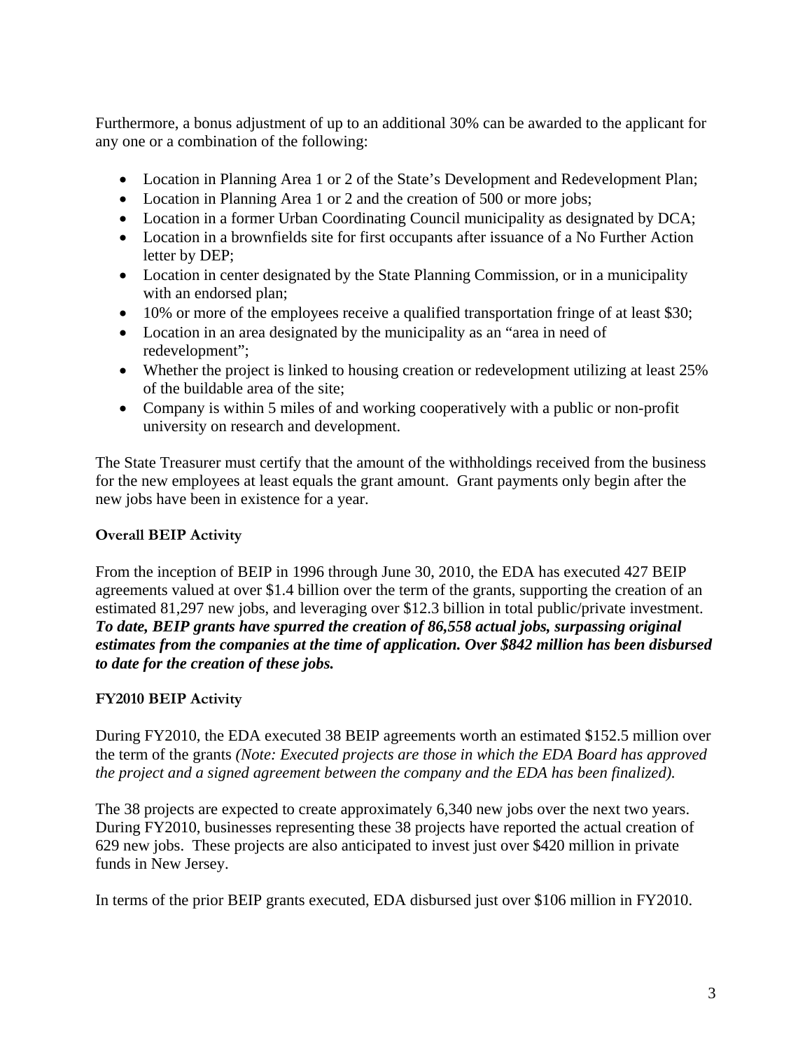Furthermore, a bonus adjustment of up to an additional 30% can be awarded to the applicant for any one or a combination of the following:

- Location in Planning Area 1 or 2 of the State's Development and Redevelopment Plan;
- Location in Planning Area 1 or 2 and the creation of 500 or more jobs;
- Location in a former Urban Coordinating Council municipality as designated by DCA;
- Location in a brownfields site for first occupants after issuance of a No Further Action letter by DEP;
- Location in center designated by the State Planning Commission, or in a municipality with an endorsed plan;
- 10% or more of the employees receive a qualified transportation fringe of at least $30;
- Location in an area designated by the municipality as an "area in need of redevelopment";
- Whether the project is linked to housing creation or redevelopment utilizing at least 25% of the buildable area of the site;
- Company is within 5 miles of and working cooperatively with a public or non-profit university on research and development.

The State Treasurer must certify that the amount of the withholdings received from the business for the new employees at least equals the grant amount. Grant payments only begin after the new jobs have been in existence for a year.

**Overall BEIP Activity**

From the inception of BEIP in 1996 through June 30, 2010, the EDA has executed 427 BEIP agreements valued at over $1.4 billion over the term of the grants, supporting the creation of an estimated 81,297 new jobs, and leveraging over $12.3 billion in total public/private investment. ***To date, BEIP grants have spurred the creation of 86,558 actual jobs, surpassing original estimates from the companies at the time of application. Over $842 million has been disbursed to date for the creation of these jobs.***

**FY2010 BEIP Activity**

During FY2010, the EDA executed 38 BEIP agreements worth an estimated $152.5 million over the term of the grants *(Note: Executed projects are those in which the EDA Board has approved the project and a signed agreement between the company and the EDA has been finalized).*

The 38 projects are expected to create approximately 6,340 new jobs over the next two years. During FY2010, businesses representing these 38 projects have reported the actual creation of 629 new jobs. These projects are also anticipated to invest just over $420 million in private funds in New Jersey.

In terms of the prior BEIP grants executed, EDA disbursed just over $106 million in FY2010.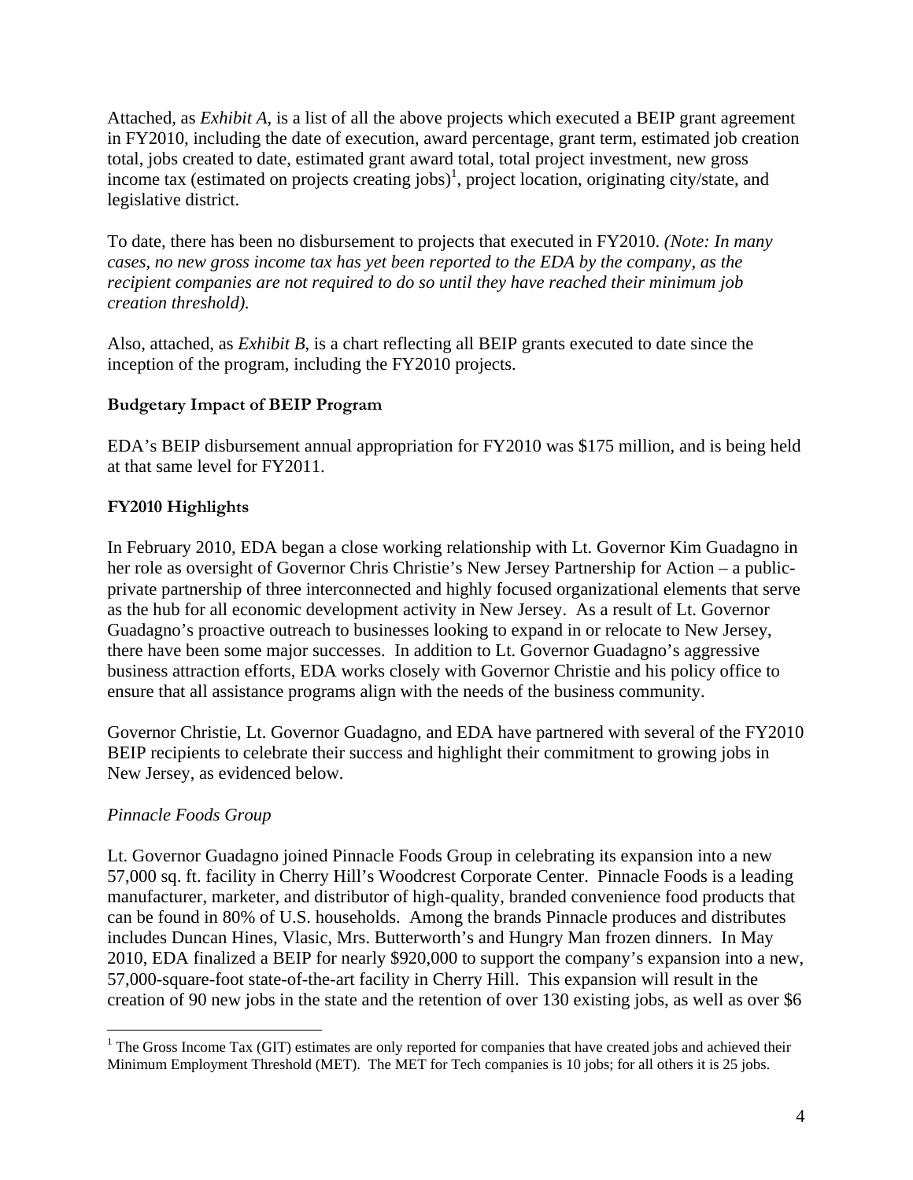Attached, as *Exhibit A*, is a list of all the above projects which executed a BEIP grant agreement in FY2010, including the date of execution, award percentage, grant term, estimated job creation total, jobs created to date, estimated grant award total, total project investment, new gross income tax (estimated on projects creating jobs)[1], project location, originating city/state, and legislative district.

To date, there has been no disbursement to projects that executed in FY2010. *(Note: In many cases, no new gross income tax has yet been reported to the EDA by the company, as the recipient companies are not required to do so until they have reached their minimum job creation threshold).*

Also, attached, as *Exhibit B*, is a chart reflecting all BEIP grants executed to date since the inception of the program, including the FY2010 projects.

**Budgetary Impact of BEIP Program**

EDA's BEIP disbursement annual appropriation for FY2010 was $175 million, and is being held at that same level for FY2011.

**FY2010 Highlights**

In February 2010, EDA began a close working relationship with Lt. Governor Kim Guadagno in her role as oversight of Governor Chris Christie's New Jersey Partnership for Action – a public-private partnership of three interconnected and highly focused organizational elements that serve as the hub for all economic development activity in New Jersey. As a result of Lt. Governor Guadagno's proactive outreach to businesses looking to expand in or relocate to New Jersey, there have been some major successes. In addition to Lt. Governor Guadagno's aggressive business attraction efforts, EDA works closely with Governor Christie and his policy office to ensure that all assistance programs align with the needs of the business community.

Governor Christie, Lt. Governor Guadagno, and EDA have partnered with several of the FY2010 BEIP recipients to celebrate their success and highlight their commitment to growing jobs in New Jersey, as evidenced below.

*Pinnacle Foods Group*

Lt. Governor Guadagno joined Pinnacle Foods Group in celebrating its expansion into a new 57,000 sq. ft. facility in Cherry Hill's Woodcrest Corporate Center. Pinnacle Foods is a leading manufacturer, marketer, and distributor of high-quality, branded convenience food products that can be found in 80% of U.S. households. Among the brands Pinnacle produces and distributes includes Duncan Hines, Vlasic, Mrs. Butterworth's and Hungry Man frozen dinners. In May 2010, EDA finalized a BEIP for nearly $920,000 to support the company's expansion into a new, 57,000-square-foot state-of-the-art facility in Cherry Hill. This expansion will result in the creation of 90 new jobs in the state and the retention of over 130 existing jobs, as well as over $6

[1] The Gross Income Tax (GIT) estimates are only reported for companies that have created jobs and achieved their Minimum Employment Threshold (MET). The MET for Tech companies is 10 jobs; for all others it is 25 jobs.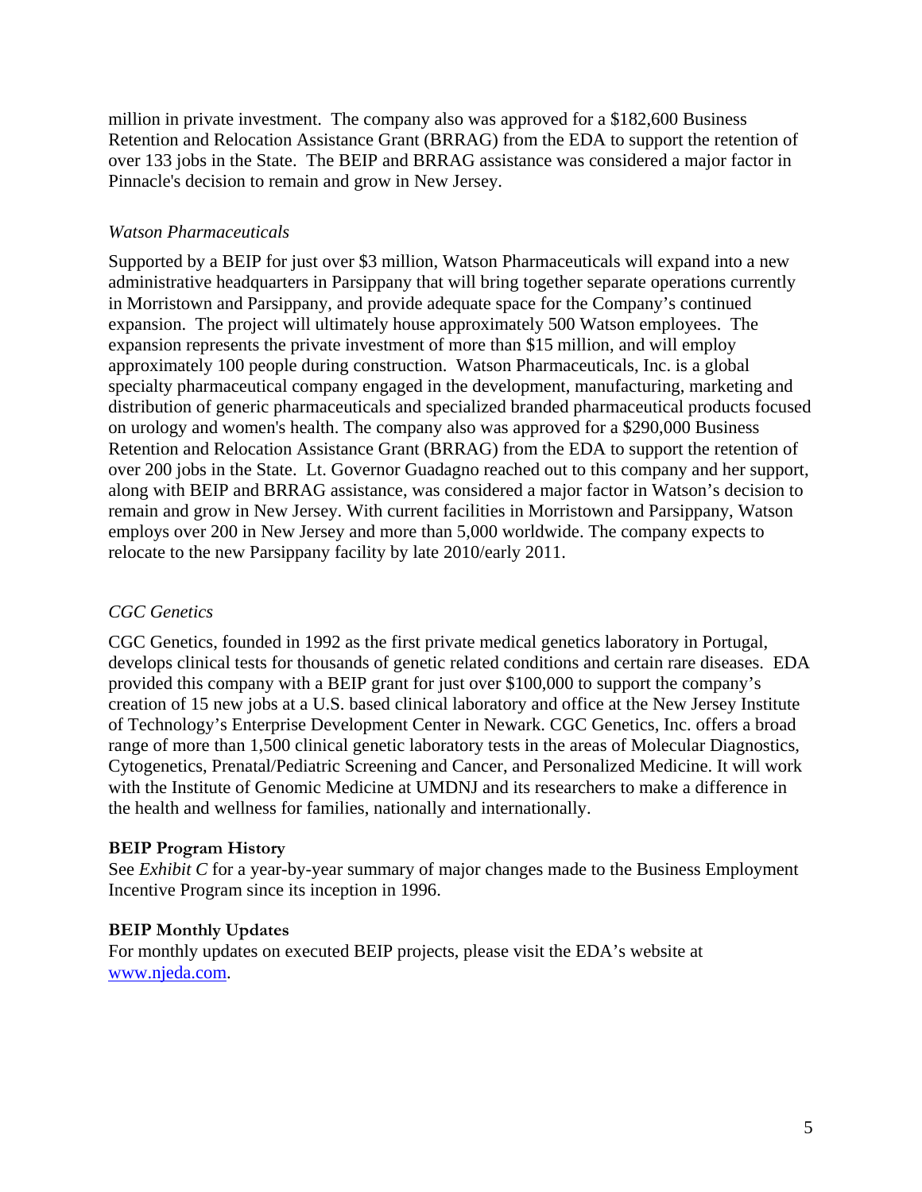million in private investment. The company also was approved for a $182,600 Business Retention and Relocation Assistance Grant (BRRAG) from the EDA to support the retention of over 133 jobs in the State. The BEIP and BRRAG assistance was considered a major factor in Pinnacle's decision to remain and grow in New Jersey.

*Watson Pharmaceuticals*

Supported by a BEIP for just over $3 million, Watson Pharmaceuticals will expand into a new administrative headquarters in Parsippany that will bring together separate operations currently in Morristown and Parsippany, and provide adequate space for the Company's continued expansion. The project will ultimately house approximately 500 Watson employees. The expansion represents the private investment of more than $15 million, and will employ approximately 100 people during construction. Watson Pharmaceuticals, Inc. is a global specialty pharmaceutical company engaged in the development, manufacturing, marketing and distribution of generic pharmaceuticals and specialized branded pharmaceutical products focused on urology and women's health. The company also was approved for a $290,000 Business Retention and Relocation Assistance Grant (BRRAG) from the EDA to support the retention of over 200 jobs in the State. Lt. Governor Guadagno reached out to this company and her support, along with BEIP and BRRAG assistance, was considered a major factor in Watson's decision to remain and grow in New Jersey. With current facilities in Morristown and Parsippany, Watson employs over 200 in New Jersey and more than 5,000 worldwide. The company expects to relocate to the new Parsippany facility by late 2010/early 2011.

*CGC Genetics*

CGC Genetics, founded in 1992 as the first private medical genetics laboratory in Portugal, develops clinical tests for thousands of genetic related conditions and certain rare diseases. EDA provided this company with a BEIP grant for just over $100,000 to support the company's creation of 15 new jobs at a U.S. based clinical laboratory and office at the New Jersey Institute of Technology's Enterprise Development Center in Newark. CGC Genetics, Inc. offers a broad range of more than 1,500 clinical genetic laboratory tests in the areas of Molecular Diagnostics, Cytogenetics, Prenatal/Pediatric Screening and Cancer, and Personalized Medicine. It will work with the Institute of Genomic Medicine at UMDNJ and its researchers to make a difference in the health and wellness for families, nationally and internationally.

**BEIP Program History**

See *Exhibit C* for a year-by-year summary of major changes made to the Business Employment Incentive Program since its inception in 1996.

**BEIP Monthly Updates**

For monthly updates on executed BEIP projects, please visit the EDA's website at [www.njeda.com](http://www.njeda.com).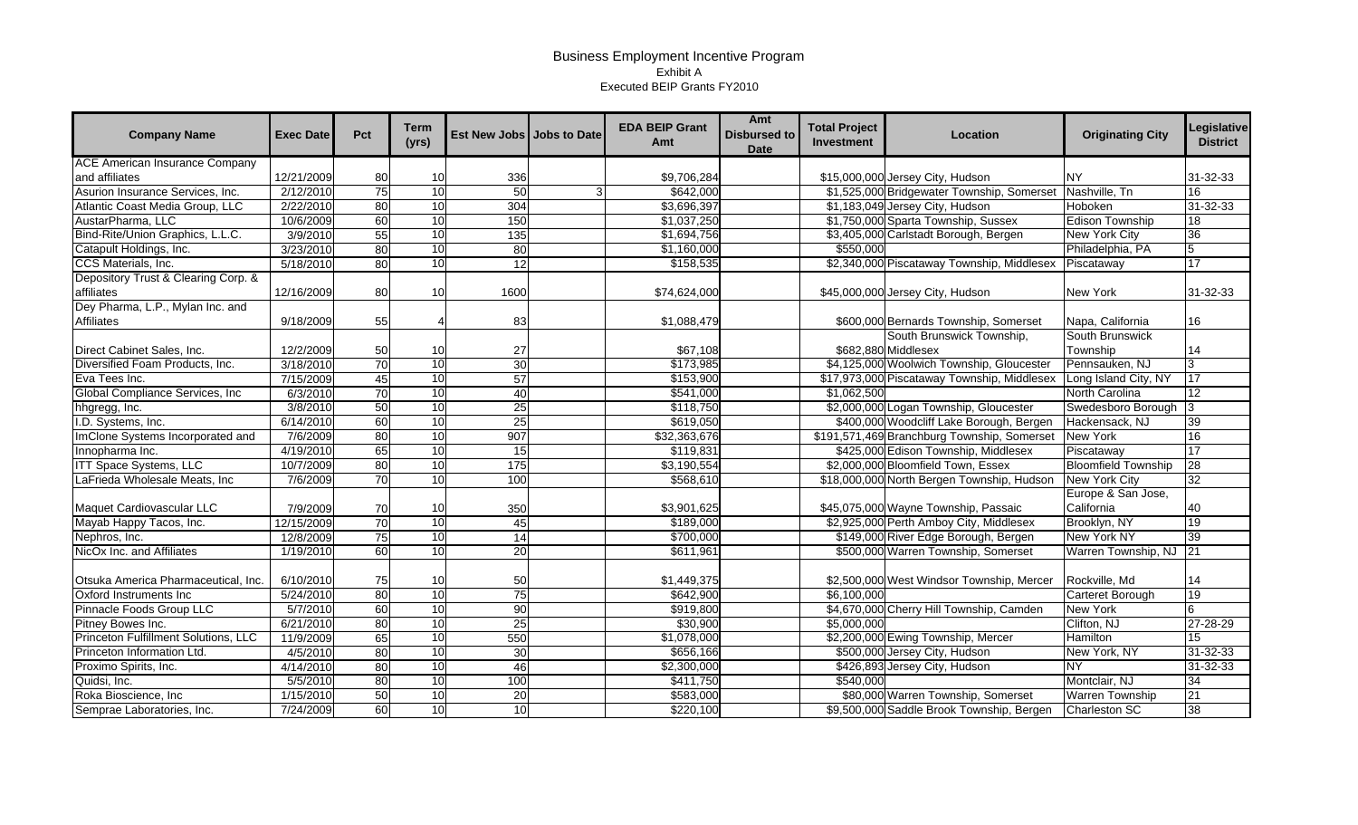# Business Employment Incentive Program

Exhibit A

Executed BEIP Grants FY2010

| Company Name | Exec Date | Pct | Term (yrs) | Est New Jobs | Jobs to Date | EDA BEIP Grant Amt | Amt Disbursed to Date | Total Project Investment | Location | Originating City | Legislative District |
|---|---|---|---|---|---|---|---|---|---|---|---|
| ACE American Insurance Company and affiliates | 12/21/2009 | 80 | 10 | 336 | | $9,706,284 | | $15,000,000 | Jersey City, Hudson | NY | 31-32-33 |
| Asurion Insurance Services, Inc. | 2/12/2010 | 75 | 10 | 50 | 3 | $642,000 | | $1,525,000 | Bridgewater Township, Somerset | Nashville, Tn | 16 |
| Atlantic Coast Media Group, LLC | 2/22/2010 | 80 | 10 | 304 | | $3,696,397 | | $1,183,049 | Jersey City, Hudson | Hoboken | 31-32-33 |
| AustarPharma, LLC | 10/6/2009 | 60 | 10 | 150 | | $1,037,250 | | $1,750,000 | Sparta Township, Sussex | Edison Township | 18 |
| Bind-Rite/Union Graphics, L.L.C. | 3/9/2010 | 55 | 10 | 135 | | $1,694,756 | | $3,405,000 | Carlstadt Borough, Bergen | New York City | 36 |
| Catapult Holdings, Inc. | 3/23/2010 | 80 | 10 | 80 | | $1,160,000 | | $550,000 | | Philadelphia, PA | 5 |
| CCS Materials, Inc. | 5/18/2010 | 80 | 10 | 12 | | $158,535 | | $2,340,000 | Piscataway Township, Middlesex | Piscataway | 17 |
| Depository Trust & Clearing Corp. & affiliates | 12/16/2009 | 80 | 10 | 1600 | | $74,624,000 | | $45,000,000 | Jersey City, Hudson | New York | 31-32-33 |
| Dey Pharma, L.P., Mylan Inc. and Affiliates | 9/18/2009 | 55 | 4 | 83 | | $1,088,479 | | $600,000 | Bernards Township, Somerset | Napa, California | 16 |
| Direct Cabinet Sales, Inc. | 12/2/2009 | 50 | 10 | 27 | | $67,108 | | $682,880 | South Brunswick Township, Middlesex | South Brunswick Township | 14 |
| Diversified Foam Products, Inc. | 3/18/2010 | 70 | 10 | 30 | | $173,985 | | $4,125,000 | Woolwich Township, Gloucester | Pennsauken, NJ | 3 |
| Eva Tees Inc. | 7/15/2009 | 45 | 10 | 57 | | $153,900 | | $17,973,000 | Piscataway Township, Middlesex | Long Island City, NY | 17 |
| Global Compliance Services, Inc | 6/3/2010 | 70 | 10 | 40 | | $541,000 | | $1,062,500 | | North Carolina | 12 |
| hhgregg, Inc. | 3/8/2010 | 50 | 10 | 25 | | $118,750 | | $2,000,000 | Logan Township, Gloucester | Swedesboro Borough | 3 |
| I.D. Systems, Inc. | 6/14/2010 | 60 | 10 | 25 | | $619,050 | | $400,000 | Woodcliff Lake Borough, Bergen | Hackensack, NJ | 39 |
| ImClone Systems Incorporated and | 7/6/2009 | 80 | 10 | 907 | | $32,363,676 | | $191,571,469 | Branchburg Township, Somerset | New York | 16 |
| Innopharma Inc. | 4/19/2010 | 65 | 10 | 15 | | $119,831 | | $425,000 | Edison Township, Middlesex | Piscataway | 17 |
| ITT Space Systems, LLC | 10/7/2009 | 80 | 10 | 175 | | $3,190,554 | | $2,000,000 | Bloomfield Town, Essex | Bloomfield Township | 28 |
| LaFrieda Wholesale Meats, Inc | 7/6/2009 | 70 | 10 | 100 | | $568,610 | | $18,000,000 | North Bergen Township, Hudson | New York City | 32 |
| Maquet Cardiovascular LLC | 7/9/2009 | 70 | 10 | 350 | | $3,901,625 | | $45,075,000 | Wayne Township, Passaic | Europe & San Jose, California | 40 |
| Mayab Happy Tacos, Inc. | 12/15/2009 | 70 | 10 | 45 | | $189,000 | | $2,925,000 | Perth Amboy City, Middlesex | Brooklyn, NY | 19 |
| Nephros, Inc. | 12/8/2009 | 75 | 10 | 14 | | $700,000 | | $149,000 | River Edge Borough, Bergen | New York NY | 39 |
| NicOx Inc. and Affiliates | 1/19/2010 | 60 | 10 | 20 | | $611,961 | | $500,000 | Warren Township, Somerset | Warren Township, NJ | 21 |
| Otsuka America Pharmaceutical, Inc. | 6/10/2010 | 75 | 10 | 50 | | $1,449,375 | | $2,500,000 | West Windsor Township, Mercer | Rockville, Md | 14 |
| Oxford Instruments Inc | 5/24/2010 | 80 | 10 | 75 | | $642,900 | | $6,100,000 | | Carteret Borough | 19 |
| Pinnacle Foods Group LLC | 5/7/2010 | 60 | 10 | 90 | | $919,800 | | $4,670,000 | Cherry Hill Township, Camden | New York | 6 |
| Pitney Bowes Inc. | 6/21/2010 | 80 | 10 | 25 | | $30,900 | | $5,000,000 | | Clifton, NJ | 27-28-29 |
| Princeton Fulfillment Solutions, LLC | 11/9/2009 | 65 | 10 | 550 | | $1,078,000 | | $2,200,000 | Ewing Township, Mercer | Hamilton | 15 |
| Princeton Information Ltd. | 4/5/2010 | 80 | 10 | 30 | | $656,166 | | $500,000 | Jersey City, Hudson | New York, NY | 31-32-33 |
| Proximo Spirits, Inc. | 4/14/2010 | 80 | 10 | 46 | | $2,300,000 | | $426,893 | Jersey City, Hudson | NY | 31-32-33 |
| Quidsi, Inc. | 5/5/2010 | 80 | 10 | 100 | | $411,750 | | $540,000 | | Montclair, NJ | 34 |
| Roka Bioscience, Inc | 1/15/2010 | 50 | 10 | 20 | | $583,000 | | $80,000 | Warren Township, Somerset | Warren Township | 21 |
| Semprae Laboratories, Inc. | 7/24/2009 | 60 | 10 | 10 | | $220,100 | | $9,500,000 | Saddle Brook Township, Bergen | Charleston SC | 38 |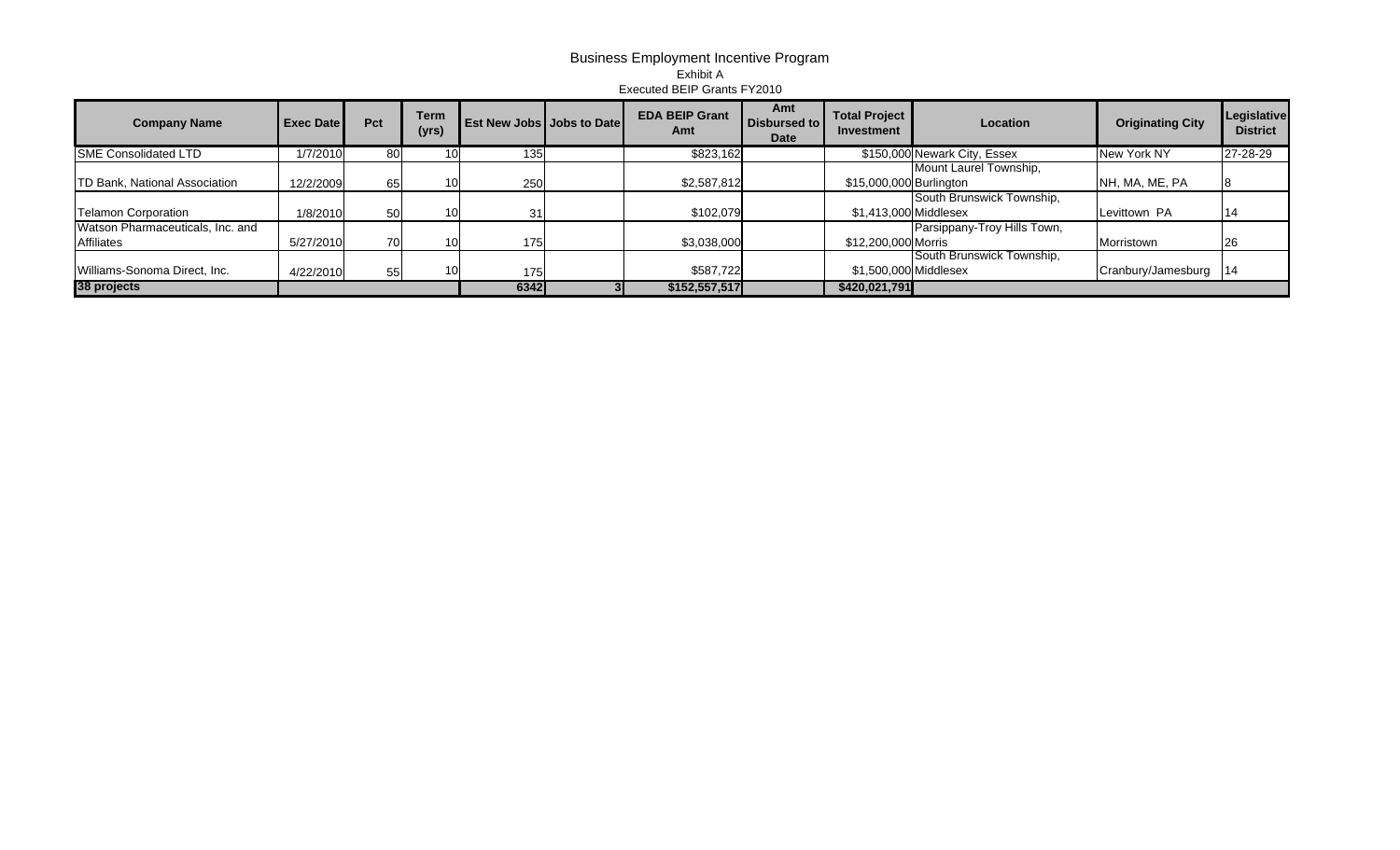# Business Employment Incentive Program

Exhibit A

Executed BEIP Grants FY2010

| Company Name | Exec Date | Pct | Term (yrs) | Est New Jobs | Jobs to Date | EDA BEIP Grant Amt | Amt Disbursed to Date | Total Project Investment | Location | Originating City | Legislative District |
|---|---|---|---|---|---|---|---|---|---|---|---|
| SME Consolidated LTD | 1/7/2010 | 80 | 10 | 135 | | $823,162 | | $150,000 | Newark City, Essex | New York NY | 27-28-29 |
| TD Bank, National Association | 12/2/2009 | 65 | 10 | 250 | | $2,587,812 | | $15,000,000 | Mount Laurel Township, Burlington | NH, MA, ME, PA | 8 |
| Telamon Corporation | 1/8/2010 | 50 | 10 | 31 | | $102,079 | | $1,413,000 | South Brunswick Township, Middlesex | Levittown PA | 14 |
| Watson Pharmaceuticals, Inc. and Affiliates | 5/27/2010 | 70 | 10 | 175 | | $3,038,000 | | $12,200,000 | Parsippany-Troy Hills Town, Morris | Morristown | 26 |
| Williams-Sonoma Direct, Inc. | 4/22/2010 | 55 | 10 | 175 | | $587,722 | | $1,500,000 | South Brunswick Township, Middlesex | Cranbury/Jamesburg | 14 |
| **38 projects** | | | | **6342** | **3** | **$152,557,517** | | **$420,021,791** | | | |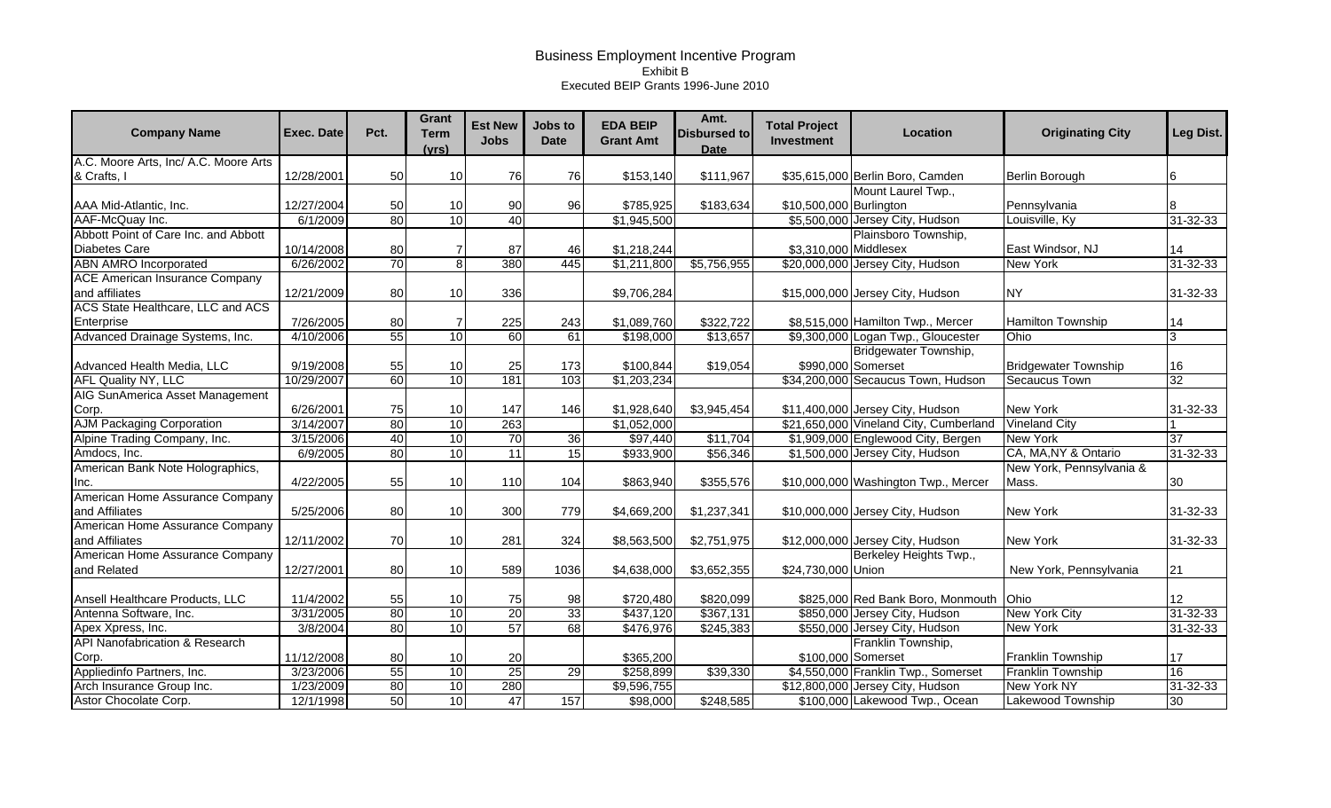# Business Employment Incentive Program

Exhibit B

Executed BEIP Grants 1996-June 2010

| Company Name | Exec. Date | Pct. | Grant Term (yrs) | Est New Jobs | Jobs to Date | EDA BEIP Grant Amt | Amt. Disbursed to Date | Total Project Investment | Location | Originating City | Leg Dist. |
|---|---|---|---|---|---|---|---|---|---|---|---|
| A.C. Moore Arts, Inc/ A.C. Moore Arts & Crafts, I | 12/28/2001 | 50 | 10 | 76 | 76 | $153,140 | $111,967 | $35,615,000 | Berlin Boro, Camden | Berlin Borough | 6 |
| AAA Mid-Atlantic, Inc. | 12/27/2004 | 50 | 10 | 90 | 96 | $785,925 | $183,634 | $10,500,000 | Mount Laurel Twp., Burlington | Pennsylvania | 8 |
| AAF-McQuay Inc. | 6/1/2009 | 80 | 10 | 40 | | $1,945,500 | | $5,500,000 | Jersey City, Hudson | Louisville, Ky | 31-32-33 |
| Abbott Point of Care Inc. and Abbott Diabetes Care | 10/14/2008 | 80 | 7 | 87 | 46 | $1,218,244 | | $3,310,000 | Plainsboro Township, Middlesex | East Windsor, NJ | 14 |
| ABN AMRO Incorporated | 6/26/2002 | 70 | 8 | 380 | 445 | $1,211,800 | $5,756,955 | $20,000,000 | Jersey City, Hudson | New York | 31-32-33 |
| ACE American Insurance Company and affiliates | 12/21/2009 | 80 | 10 | 336 | | $9,706,284 | | $15,000,000 | Jersey City, Hudson | NY | 31-32-33 |
| ACS State Healthcare, LLC and ACS Enterprise | 7/26/2005 | 80 | 7 | 225 | 243 | $1,089,760 | $322,722 | $8,515,000 | Hamilton Twp., Mercer | Hamilton Township | 14 |
| Advanced Drainage Systems, Inc. | 4/10/2006 | 55 | 10 | 60 | 61 | $198,000 | $13,657 | $9,300,000 | Logan Twp., Gloucester | Ohio | 3 |
| Advanced Health Media, LLC | 9/19/2008 | 55 | 10 | 25 | 173 | $100,844 | $19,054 | $990,000 | Bridgewater Township, Somerset | Bridgewater Township | 16 |
| AFL Quality NY, LLC | 10/29/2007 | 60 | 10 | 181 | 103 | $1,203,234 | | $34,200,000 | Secaucus Town, Hudson | Secaucus Town | 32 |
| AIG SunAmerica Asset Management Corp. | 6/26/2001 | 75 | 10 | 147 | 146 | $1,928,640 | $3,945,454 | $11,400,000 | Jersey City, Hudson | New York | 31-32-33 |
| AJM Packaging Corporation | 3/14/2007 | 80 | 10 | 263 | | $1,052,000 | | $21,650,000 | Vineland City, Cumberland | Vineland City | 1 |
| Alpine Trading Company, Inc. | 3/15/2006 | 40 | 10 | 70 | 36 | $97,440 | $11,704 | $1,909,000 | Englewood City, Bergen | New York | 37 |
| Amdocs, Inc. | 6/9/2005 | 80 | 10 | 11 | 15 | $933,900 | $56,346 | $1,500,000 | Jersey City, Hudson | CA, MA,NY & Ontario | 31-32-33 |
| American Bank Note Holographics, Inc. | 4/22/2005 | 55 | 10 | 110 | 104 | $863,940 | $355,576 | $10,000,000 | Washington Twp., Mercer | New York, Pennsylvania & Mass. | 30 |
| American Home Assurance Company and Affiliates | 5/25/2006 | 80 | 10 | 300 | 779 | $4,669,200 | $1,237,341 | $10,000,000 | Jersey City, Hudson | New York | 31-32-33 |
| American Home Assurance Company and Affiliates | 12/11/2002 | 70 | 10 | 281 | 324 | $8,563,500 | $2,751,975 | $12,000,000 | Jersey City, Hudson | New York | 31-32-33 |
| American Home Assurance Company and Related | 12/27/2001 | 80 | 10 | 589 | 1036 | $4,638,000 | $3,652,355 | $24,730,000 | Berkeley Heights Twp., Union | New York, Pennsylvania | 21 |
| Ansell Healthcare Products, LLC | 11/4/2002 | 55 | 10 | 75 | 98 | $720,480 | $820,099 | $825,000 | Red Bank Boro, Monmouth | Ohio | 12 |
| Antenna Software, Inc. | 3/31/2005 | 80 | 10 | 20 | 33 | $437,120 | $367,131 | $850,000 | Jersey City, Hudson | New York City | 31-32-33 |
| Apex Xpress, Inc. | 3/8/2004 | 80 | 10 | 57 | 68 | $476,976 | $245,383 | $550,000 | Jersey City, Hudson | New York | 31-32-33 |
| API Nanofabrication & Research Corp. | 11/12/2008 | 80 | 10 | 20 | | $365,200 | | $100,000 | Franklin Township, Somerset | Franklin Township | 17 |
| Appliedinfo Partners, Inc. | 3/23/2006 | 55 | 10 | 25 | 29 | $258,899 | $39,330 | $4,550,000 | Franklin Twp., Somerset | Franklin Township | 16 |
| Arch Insurance Group Inc. | 1/23/2009 | 80 | 10 | 280 | | $9,596,755 | | $12,800,000 | Jersey City, Hudson | New York NY | 31-32-33 |
| Astor Chocolate Corp. | 12/1/1998 | 50 | 10 | 47 | 157 | $98,000 | $248,585 | $100,000 | Lakewood Twp., Ocean | Lakewood Township | 30 |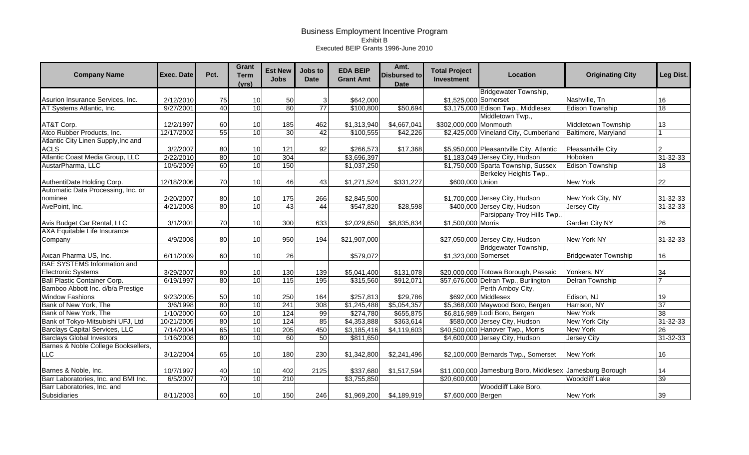# Business Employment Incentive Program

Exhibit B

Executed BEIP Grants 1996-June 2010

| Company Name | Exec. Date | Pct. | Grant Term (yrs) | Est New Jobs | Jobs to Date | EDA BEIP Grant Amt | Amt. Disbursed to Date | Total Project Investment | Location | Originating City | Leg Dist. |
|---|---|---|---|---|---|---|---|---|---|---|---|
| Asurion Insurance Services, Inc. | 2/12/2010 | 75 | 10 | 50 | 3 | $642,000 | | $1,525,000 | Bridgewater Township, Somerset | Nashville, Tn | 16 |
| AT Systems Atlantic, Inc. | 9/27/2001 | 40 | 10 | 80 | 77 | $100,800 | $50,694 | $3,175,000 | Edison Twp., Middlesex | Edison Township | 18 |
| AT&T Corp. | 12/2/1997 | 60 | 10 | 185 | 462 | $1,313,940 | $4,667,041 | $302,000,000 | Middletown Twp., Monmouth | Middletown Township | 13 |
| Atco Rubber Products, Inc. | 12/17/2002 | 55 | 10 | 30 | 42 | $100,555 | $42,226 | $2,425,000 | Vineland City, Cumberland | Baltimore, Maryland | 1 |
| Atlantic City Linen Supply,Inc and ACLS | 3/2/2007 | 80 | 10 | 121 | 92 | $266,573 | $17,368 | $5,950,000 | Pleasantville City, Atlantic | Pleasantville City | 2 |
| Atlantic Coast Media Group, LLC | 2/22/2010 | 80 | 10 | 304 | | $3,696,397 | | $1,183,049 | Jersey City, Hudson | Hoboken | 31-32-33 |
| AustarPharma, LLC | 10/6/2009 | 60 | 10 | 150 | | $1,037,250 | | $1,750,000 | Sparta Township, Sussex | Edison Township | 18 |
| AuthentiDate Holding Corp. | 12/18/2006 | 70 | 10 | 46 | 43 | $1,271,524 | $331,227 | $600,000 | Berkeley Heights Twp., Union | New York | 22 |
| Automatic Data Processing, Inc. or nominee | 2/20/2007 | 80 | 10 | 175 | 266 | $2,845,500 | | $1,700,000 | Jersey City, Hudson | New York City, NY | 31-32-33 |
| AvePoint, Inc. | 4/21/2008 | 80 | 10 | 43 | 44 | $547,820 | $28,598 | $400,000 | Jersey City, Hudson | Jersey City | 31-32-33 |
| Avis Budget Car Rental, LLC | 3/1/2001 | 70 | 10 | 300 | 633 | $2,029,650 | $8,835,834 | $1,500,000 | Parsippany-Troy Hills Twp., Morris | Garden City NY | 26 |
| AXA Equitable Life Insurance Company | 4/9/2008 | 80 | 10 | 950 | 194 | $21,907,000 | | $27,050,000 | Jersey City, Hudson | New York NY | 31-32-33 |
| Axcan Pharma US, Inc. | 6/11/2009 | 60 | 10 | 26 | | $579,072 | | $1,323,000 | Bridgewater Township, Somerset | Bridgewater Township | 16 |
| BAE SYSTEMS Information and Electronic Systems | 3/29/2007 | 80 | 10 | 130 | 139 | $5,041,400 | $131,078 | $20,000,000 | Totowa Borough, Passaic | Yonkers, NY | 34 |
| Ball Plastic Container Corp. | 6/19/1997 | 80 | 10 | 115 | 195 | $315,560 | $912,071 | $57,676,000 | Delran Twp., Burlington | Delran Township | 7 |
| Bamboo Abbott Inc. d/b/a Prestige Window Fashions | 9/23/2005 | 50 | 10 | 250 | 164 | $257,813 | $29,786 | $692,000 | Perth Amboy City, Middlesex | Edison, NJ | 19 |
| Bank of New York, The | 3/6/1998 | 80 | 10 | 241 | 308 | $1,245,488 | $5,054,357 | $5,368,000 | Maywood Boro, Bergen | Harrison, NY | 37 |
| Bank of New York, The | 1/10/2000 | 60 | 10 | 124 | 99 | $274,780 | $655,875 | $6,816,989 | Lodi Boro, Bergen | New York | 38 |
| Bank of Tokyo-Mitsubishi UFJ, Ltd | 10/21/2005 | 80 | 10 | 124 | 85 | $4,353,888 | $363,614 | $580,000 | Jersey City, Hudson | New York City | 31-32-33 |
| Barclays Capital Services, LLC | 7/14/2004 | 65 | 10 | 205 | 450 | $3,185,416 | $4,119,603 | $40,500,000 | Hanover Twp., Morris | New York | 26 |
| Barclays Global Investors | 1/16/2008 | 80 | 10 | 60 | 50 | $811,650 | | $4,600,000 | Jersey City, Hudson | Jersey City | 31-32-33 |
| Barnes & Noble College Booksellers, LLC | 3/12/2004 | 65 | 10 | 180 | 230 | $1,342,800 | $2,241,496 | $2,100,000 | Bernards Twp., Somerset | New York | 16 |
| Barnes & Noble, Inc. | 10/7/1997 | 40 | 10 | 402 | 2125 | $337,680 | $1,517,594 | $11,000,000 | Jamesburg Boro, Middlesex | Jamesburg Borough | 14 |
| Barr Laboratories, Inc. and BMI Inc. | 6/5/2007 | 70 | 10 | 210 | | $3,755,850 | | $20,600,000 | | Woodcliff Lake | 39 |
| Barr Laboratories, Inc. and Subsidiaries | 8/11/2003 | 60 | 10 | 150 | 246 | $1,969,200 | $4,189,919 | $7,600,000 | Woodcliff Lake Boro, Bergen | New York | 39 |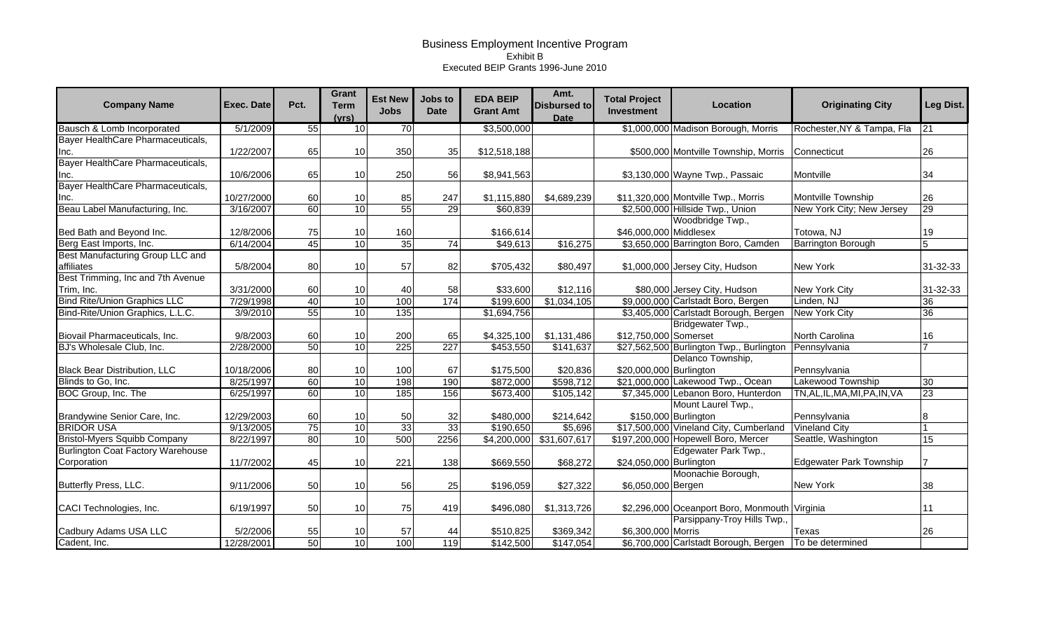# Business Employment Incentive Program

Exhibit B

Executed BEIP Grants 1996-June 2010

| Company Name | Exec. Date | Pct. | Grant Term (yrs) | Est New Jobs | Jobs to Date | EDA BEIP Grant Amt | Amt. Disbursed to Date | Total Project Investment | Location | Originating City | Leg Dist. |
|---|---|---|---|---|---|---|---|---|---|---|---|
| Bausch & Lomb Incorporated | 5/1/2009 | 55 | 10 | 70 | | $3,500,000 | | $1,000,000 | Madison Borough, Morris | Rochester,NY & Tampa, Fla | 21 |
| Bayer HealthCare Pharmaceuticals, Inc. | 1/22/2007 | 65 | 10 | 350 | 35 | $12,518,188 | | $500,000 | Montville Township, Morris | Connecticut | 26 |
| Bayer HealthCare Pharmaceuticals, Inc. | 10/6/2006 | 65 | 10 | 250 | 56 | $8,941,563 | | $3,130,000 | Wayne Twp., Passaic | Montville | 34 |
| Bayer HealthCare Pharmaceuticals, Inc. | 10/27/2000 | 60 | 10 | 85 | 247 | $1,115,880 | $4,689,239 | $11,320,000 | Montville Twp., Morris | Montville Township | 26 |
| Beau Label Manufacturing, Inc. | 3/16/2007 | 60 | 10 | 55 | 29 | $60,839 | | $2,500,000 | Hillside Twp., Union | New York City; New Jersey | 29 |
| Bed Bath and Beyond Inc. | 12/8/2006 | 75 | 10 | 160 | | $166,614 | | $46,000,000 | Woodbridge Twp., Middlesex | Totowa, NJ | 19 |
| Berg East Imports, Inc. | 6/14/2004 | 45 | 10 | 35 | 74 | $49,613 | $16,275 | $3,650,000 | Barrington Boro, Camden | Barrington Borough | 5 |
| Best Manufacturing Group LLC and affiliates | 5/8/2004 | 80 | 10 | 57 | 82 | $705,432 | $80,497 | $1,000,000 | Jersey City, Hudson | New York | 31-32-33 |
| Best Trimming, Inc and 7th Avenue Trim, Inc. | 3/31/2000 | 60 | 10 | 40 | 58 | $33,600 | $12,116 | $80,000 | Jersey City, Hudson | New York City | 31-32-33 |
| Bind Rite/Union Graphics LLC | 7/29/1998 | 40 | 10 | 100 | 174 | $199,600 | $1,034,105 | $9,000,000 | Carlstadt Boro, Bergen | Linden, NJ | 36 |
| Bind-Rite/Union Graphics, L.L.C. | 3/9/2010 | 55 | 10 | 135 | | $1,694,756 | | $3,405,000 | Carlstadt Borough, Bergen | New York City | 36 |
| Biovail Pharmaceuticals, Inc. | 9/8/2003 | 60 | 10 | 200 | 65 | $4,325,100 | $1,131,486 | $12,750,000 | Bridgewater Twp., Somerset | North Carolina | 16 |
| BJ's Wholesale Club, Inc. | 2/28/2000 | 50 | 10 | 225 | 227 | $453,550 | $141,637 | $27,562,500 | Burlington Twp., Burlington | Pennsylvania | 7 |
| Black Bear Distribution, LLC | 10/18/2006 | 80 | 10 | 100 | 67 | $175,500 | $20,836 | $20,000,000 | Delanco Township, Burlington | Pennsylvania | |
| Blinds to Go, Inc. | 8/25/1997 | 60 | 10 | 198 | 190 | $872,000 | $598,712 | $21,000,000 | Lakewood Twp., Ocean | Lakewood Township | 30 |
| BOC Group, Inc. The | 6/25/1997 | 60 | 10 | 185 | 156 | $673,400 | $105,142 | $7,345,000 | Lebanon Boro, Hunterdon | TN,AL,IL,MA,MI,PA,IN,VA | 23 |
| Brandywine Senior Care, Inc. | 12/29/2003 | 60 | 10 | 50 | 32 | $480,000 | $214,642 | $150,000 | Mount Laurel Twp., Burlington | Pennsylvania | 8 |
| BRIDOR USA | 9/13/2005 | 75 | 10 | 33 | 33 | $190,650 | $5,696 | $17,500,000 | Vineland City, Cumberland | Vineland City | 1 |
| Bristol-Myers Squibb Company | 8/22/1997 | 80 | 10 | 500 | 2256 | $4,200,000 | $31,607,617 | $197,200,000 | Hopewell Boro, Mercer | Seattle, Washington | 15 |
| Burlington Coat Factory Warehouse Corporation | 11/7/2002 | 45 | 10 | 221 | 138 | $669,550 | $68,272 | $24,050,000 | Edgewater Park Twp., Burlington | Edgewater Park Township | 7 |
| Butterfly Press, LLC. | 9/11/2006 | 50 | 10 | 56 | 25 | $196,059 | $27,322 | $6,050,000 | Moonachie Borough, Bergen | New York | 38 |
| CACI Technologies, Inc. | 6/19/1997 | 50 | 10 | 75 | 419 | $496,080 | $1,313,726 | $2,296,000 | Oceanport Boro, Monmouth | Virginia | 11 |
| Cadbury Adams USA LLC | 5/2/2006 | 55 | 10 | 57 | 44 | $510,825 | $369,342 | $6,300,000 | Parsippany-Troy Hills Twp., Morris | Texas | 26 |
| Cadent, Inc. | 12/28/2001 | 50 | 10 | 100 | 119 | $142,500 | $147,054 | $6,700,000 | Carlstadt Borough, Bergen | To be determined | |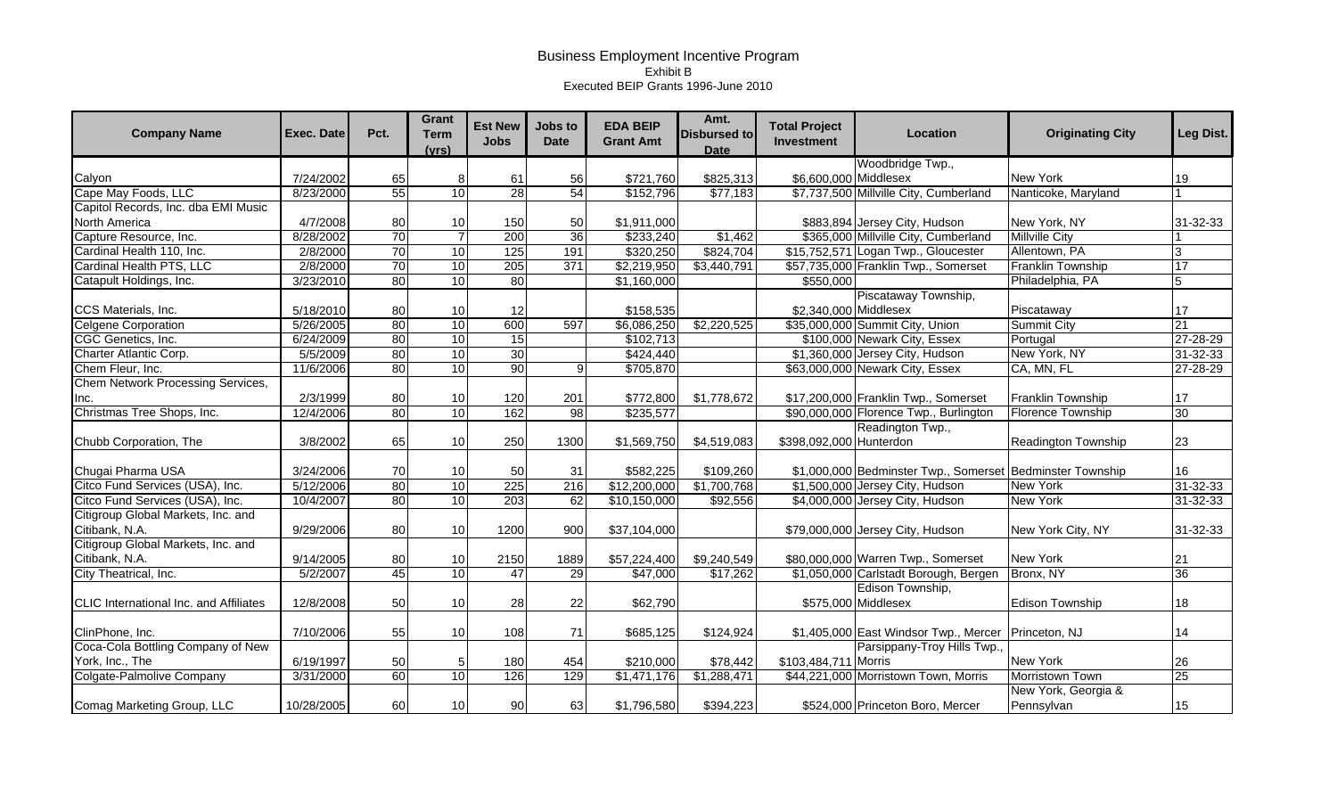# Business Employment Incentive Program

Exhibit B

Executed BEIP Grants 1996-June 2010

| Company Name | Exec. Date | Pct. | Grant Term (yrs) | Est New Jobs | Jobs to Date | EDA BEIP Grant Amt | Amt. Disbursed to Date | Total Project Investment | Location | Originating City | Leg Dist. |
|---|---|---|---|---|---|---|---|---|---|---|---|
| Calyon | 7/24/2002 | 65 | 8 | 61 | 56 | $721,760 | $825,313 | $6,600,000 | Woodbridge Twp., Middlesex | New York | 19 |
| Cape May Foods, LLC | 8/23/2000 | 55 | 10 | 28 | 54 | $152,796 | $77,183 | $7,737,500 | Millville City, Cumberland | Nanticoke, Maryland | 1 |
| Capitol Records, Inc. dba EMI Music North America | 4/7/2008 | 80 | 10 | 150 | 50 | $1,911,000 | | $883,894 | Jersey City, Hudson | New York, NY | 31-32-33 |
| Capture Resource, Inc. | 8/28/2002 | 70 | 7 | 200 | 36 | $233,240 | $1,462 | $365,000 | Millville City, Cumberland | Millville City | 1 |
| Cardinal Health 110, Inc. | 2/8/2000 | 70 | 10 | 125 | 191 | $320,250 | $824,704 | $15,752,571 | Logan Twp., Gloucester | Allentown, PA | 3 |
| Cardinal Health PTS, LLC | 2/8/2000 | 70 | 10 | 205 | 371 | $2,219,950 | $3,440,791 | $57,735,000 | Franklin Twp., Somerset | Franklin Township | 17 |
| Catapult Holdings, Inc. | 3/23/2010 | 80 | 10 | 80 | | $1,160,000 | | $550,000 | | Philadelphia, PA | 5 |
| CCS Materials, Inc. | 5/18/2010 | 80 | 10 | 12 | | $158,535 | | $2,340,000 | Piscataway Township, Middlesex | Piscataway | 17 |
| Celgene Corporation | 5/26/2005 | 80 | 10 | 600 | 597 | $6,086,250 | $2,220,525 | $35,000,000 | Summit City, Union | Summit City | 21 |
| CGC Genetics, Inc. | 6/24/2009 | 80 | 10 | 15 | | $102,713 | | $100,000 | Newark City, Essex | Portugal | 27-28-29 |
| Charter Atlantic Corp. | 5/5/2009 | 80 | 10 | 30 | | $424,440 | | $1,360,000 | Jersey City, Hudson | New York, NY | 31-32-33 |
| Chem Fleur, Inc. | 11/6/2006 | 80 | 10 | 90 | 9 | $705,870 | | $63,000,000 | Newark City, Essex | CA, MN, FL | 27-28-29 |
| Chem Network Processing Services, Inc. | 2/3/1999 | 80 | 10 | 120 | 201 | $772,800 | $1,778,672 | $17,200,000 | Franklin Twp., Somerset | Franklin Township | 17 |
| Christmas Tree Shops, Inc. | 12/4/2006 | 80 | 10 | 162 | 98 | $235,577 | | $90,000,000 | Florence Twp., Burlington | Florence Township | 30 |
| Chubb Corporation, The | 3/8/2002 | 65 | 10 | 250 | 1300 | $1,569,750 | $4,519,083 | $398,092,000 | Readington Twp., Hunterdon | Readington Township | 23 |
| Chugai Pharma USA | 3/24/2006 | 70 | 10 | 50 | 31 | $582,225 | $109,260 | $1,000,000 | Bedminster Twp., Somerset | Bedminster Township | 16 |
| Citco Fund Services (USA), Inc. | 5/12/2006 | 80 | 10 | 225 | 216 | $12,200,000 | $1,700,768 | $1,500,000 | Jersey City, Hudson | New York | 31-32-33 |
| Citco Fund Services (USA), Inc. | 10/4/2007 | 80 | 10 | 203 | 62 | $10,150,000 | $92,556 | $4,000,000 | Jersey City, Hudson | New York | 31-32-33 |
| Citigroup Global Markets, Inc. and Citibank, N.A. | 9/29/2006 | 80 | 10 | 1200 | 900 | $37,104,000 | | $79,000,000 | Jersey City, Hudson | New York City, NY | 31-32-33 |
| Citigroup Global Markets, Inc. and Citibank, N.A. | 9/14/2005 | 80 | 10 | 2150 | 1889 | $57,224,400 | $9,240,549 | $80,000,000 | Warren Twp., Somerset | New York | 21 |
| City Theatrical, Inc. | 5/2/2007 | 45 | 10 | 47 | 29 | $47,000 | $17,262 | $1,050,000 | Carlstadt Borough, Bergen | Bronx, NY | 36 |
| CLIC International Inc. and Affiliates | 12/8/2008 | 50 | 10 | 28 | 22 | $62,790 | | $575,000 | Edison Township, Middlesex | Edison Township | 18 |
| ClinPhone, Inc. | 7/10/2006 | 55 | 10 | 108 | 71 | $685,125 | $124,924 | $1,405,000 | East Windsor Twp., Mercer | Princeton, NJ | 14 |
| Coca-Cola Bottling Company of New York, Inc., The | 6/19/1997 | 50 | 5 | 180 | 454 | $210,000 | $78,442 | $103,484,711 | Parsippany-Troy Hills Twp., Morris | New York | 26 |
| Colgate-Palmolive Company | 3/31/2000 | 60 | 10 | 126 | 129 | $1,471,176 | $1,288,471 | $44,221,000 | Morristown Town, Morris | Morristown Town | 25 |
| Comag Marketing Group, LLC | 10/28/2005 | 60 | 10 | 90 | 63 | $1,796,580 | $394,223 | $524,000 | Princeton Boro, Mercer | New York, Georgia & Pennsylvan | 15 |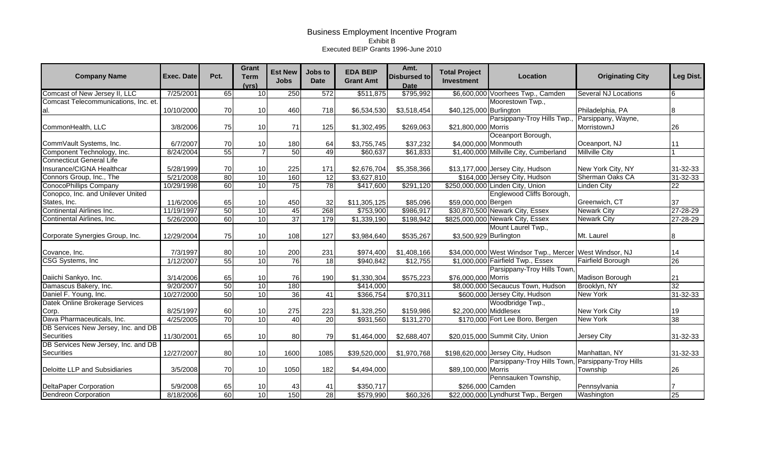# Business Employment Incentive Program

Exhibit B

Executed BEIP Grants 1996-June 2010

| Company Name | Exec. Date | Pct. | Grant Term (yrs) | Est New Jobs | Jobs to Date | EDA BEIP Grant Amt | Amt. Disbursed to Date | Total Project Investment | Location | Originating City | Leg Dist. |
|---|---|---|---|---|---|---|---|---|---|---|---|
| Comcast of New Jersey II, LLC | 7/25/2001 | 65 | 10 | 250 | 572 | $511,875 | $795,992 | $6,600,000 | Voorhees Twp., Camden | Several NJ Locations | 6 |
| Comcast Telecommunications, Inc. et. al. | 10/10/2000 | 70 | 10 | 460 | 718 | $6,534,530 | $3,518,454 | $40,125,000 | Moorestown Twp., Burlington | Philadelphia, PA | 8 |
| CommonHealth, LLC | 3/8/2006 | 75 | 10 | 71 | 125 | $1,302,495 | $269,063 | $21,800,000 | Parsippany-Troy Hills Twp., Morris | Parsippany, Wayne, MorristownJ | 26 |
| CommVault Systems, Inc. | 6/7/2007 | 70 | 10 | 180 | 64 | $3,755,745 | $37,232 | $4,000,000 | Oceanport Borough, Monmouth | Oceanport, NJ | 11 |
| Component Technology, Inc. | 8/24/2004 | 55 | 7 | 50 | 49 | $60,637 | $61,833 | $1,400,000 | Millville City, Cumberland | Millville City | 1 |
| Connecticut General Life Insurance/CIGNA Healthcar | 5/28/1999 | 70 | 10 | 225 | 171 | $2,676,704 | $5,358,366 | $13,177,000 | Jersey City, Hudson | New York City, NY | 31-32-33 |
| Connors Group, Inc., The | 5/21/2008 | 80 | 10 | 160 | 12 | $3,627,810 | | $164,000 | Jersey City, Hudson | Sherman Oaks CA | 31-32-33 |
| ConocoPhillips Company | 10/29/1998 | 60 | 10 | 75 | 78 | $417,600 | $291,120 | $250,000,000 | Linden City, Union | Linden City | 22 |
| Conopco, Inc. and Unilever United States, Inc. | 11/6/2006 | 65 | 10 | 450 | 32 | $11,305,125 | $85,096 | $59,000,000 | Englewood Cliffs Borough, Bergen | Greenwich, CT | 37 |
| Continental Airlines Inc. | 11/19/1997 | 50 | 10 | 45 | 268 | $753,900 | $986,917 | $30,870,500 | Newark City, Essex | Newark City | 27-28-29 |
| Continental Airlines, Inc. | 5/26/2000 | 60 | 10 | 37 | 179 | $1,339,190 | $198,942 | $825,000,000 | Newark City, Essex | Newark City | 27-28-29 |
| Corporate Synergies Group, Inc. | 12/29/2004 | 75 | 10 | 108 | 127 | $3,984,640 | $535,267 | $3,500,929 | Mount Laurel Twp., Burlington | Mt. Laurel | 8 |
| Covance, Inc. | 7/3/1997 | 80 | 10 | 200 | 231 | $974,400 | $1,408,166 | $34,000,000 | West Windsor Twp., Mercer | West Windsor, NJ | 14 |
| CSG Systems, Inc | 1/12/2007 | 55 | 10 | 76 | 18 | $940,842 | $12,755 | $1,000,000 | Fairfield Twp., Essex | Fairfield Borough | 26 |
| Daiichi Sankyo, Inc. | 3/14/2006 | 65 | 10 | 76 | 190 | $1,330,304 | $575,223 | $76,000,000 | Parsippany-Troy Hills Town, Morris | Madison Borough | 21 |
| Damascus Bakery, Inc. | 9/20/2007 | 50 | 10 | 180 | | $414,000 | | $8,000,000 | Secaucus Town, Hudson | Brooklyn, NY | 32 |
| Daniel F. Young, Inc. | 10/27/2000 | 50 | 10 | 36 | 41 | $366,754 | $70,311 | $600,000 | Jersey City, Hudson | New York | 31-32-33 |
| Datek Online Brokerage Services Corp. | 8/25/1997 | 60 | 10 | 275 | 223 | $1,328,250 | $159,986 | $2,200,000 | Woodbridge Twp., Middlesex | New York City | 19 |
| Dava Pharmaceuticals, Inc. | 4/25/2005 | 70 | 10 | 40 | 20 | $931,560 | $131,270 | $170,000 | Fort Lee Boro, Bergen | New York | 38 |
| DB Services New Jersey, Inc. and DB Securities | 11/30/2001 | 65 | 10 | 80 | 79 | $1,464,000 | $2,688,407 | $20,015,000 | Summit City, Union | Jersey City | 31-32-33 |
| DB Services New Jersey, Inc. and DB Securities | 12/27/2007 | 80 | 10 | 1600 | 1085 | $39,520,000 | $1,970,768 | $198,620,000 | Jersey City, Hudson | Manhattan, NY | 31-32-33 |
| Deloitte LLP and Subsidiaries | 3/5/2008 | 70 | 10 | 1050 | 182 | $4,494,000 | | $89,100,000 | Parsippany-Troy Hills Town, Morris | Parsippany-Troy Hills Township | 26 |
| DeltaPaper Corporation | 5/9/2008 | 65 | 10 | 43 | 41 | $350,717 | | $266,000 | Pennsauken Township, Camden | Pennsylvania | 7 |
| Dendreon Corporation | 8/18/2006 | 60 | 10 | 150 | 28 | $579,990 | $60,326 | $22,000,000 | Lyndhurst Twp., Bergen | Washington | 25 |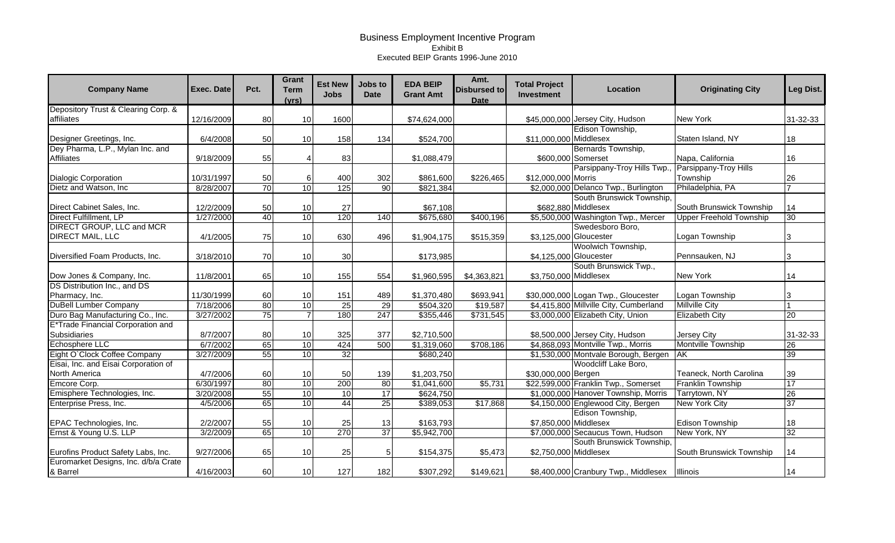# Business Employment Incentive Program

Exhibit B

Executed BEIP Grants 1996-June 2010

| Company Name | Exec. Date | Pct. | Grant Term (yrs) | Est New Jobs | Jobs to Date | EDA BEIP Grant Amt | Amt. Disbursed to Date | Total Project Investment | Location | Originating City | Leg Dist. |
|---|---|---|---|---|---|---|---|---|---|---|---|
| Depository Trust & Clearing Corp. & affiliates | 12/16/2009 | 80 | 10 | 1600 | | $74,624,000 | | $45,000,000 | Jersey City, Hudson | New York | 31-32-33 |
| Designer Greetings, Inc. | 6/4/2008 | 50 | 10 | 158 | 134 | $524,700 | | $11,000,000 | Edison Township, Middlesex | Staten Island, NY | 18 |
| Dey Pharma, L.P., Mylan Inc. and Affiliates | 9/18/2009 | 55 | 4 | 83 | | $1,088,479 | | $600,000 | Bernards Township, Somerset | Napa, California | 16 |
| Dialogic Corporation | 10/31/1997 | 50 | 6 | 400 | 302 | $861,600 | $226,465 | $12,000,000 | Parsippany-Troy Hills Twp., Morris | Parsippany-Troy Hills Township | 26 |
| Dietz and Watson, Inc | 8/28/2007 | 70 | 10 | 125 | 90 | $821,384 | | $2,000,000 | Delanco Twp., Burlington | Philadelphia, PA | 7 |
| Direct Cabinet Sales, Inc. | 12/2/2009 | 50 | 10 | 27 | | $67,108 | | $682,880 | South Brunswick Township, Middlesex | South Brunswick Township | 14 |
| Direct Fulfillment, LP | 1/27/2000 | 40 | 10 | 120 | 140 | $675,680 | $400,196 | $5,500,000 | Washington Twp., Mercer | Upper Freehold Township | 30 |
| DIRECT GROUP, LLC and MCR DIRECT MAIL, LLC | 4/1/2005 | 75 | 10 | 630 | 496 | $1,904,175 | $515,359 | $3,125,000 | Swedesboro Boro, Gloucester | Logan Township | 3 |
| Diversified Foam Products, Inc. | 3/18/2010 | 70 | 10 | 30 | | $173,985 | | $4,125,000 | Woolwich Township, Gloucester | Pennsauken, NJ | 3 |
| Dow Jones & Company, Inc. | 11/8/2001 | 65 | 10 | 155 | 554 | $1,960,595 | $4,363,821 | $3,750,000 | South Brunswick Twp., Middlesex | New York | 14 |
| DS Distribution Inc., and DS Pharmacy, Inc. | 11/30/1999 | 60 | 10 | 151 | 489 | $1,370,480 | $693,941 | $30,000,000 | Logan Twp., Gloucester | Logan Township | 3 |
| DuBell Lumber Company | 7/18/2006 | 80 | 10 | 25 | 29 | $504,320 | $19,587 | $4,415,800 | Millville City, Cumberland | Millville City | 1 |
| Duro Bag Manufacturing Co., Inc. | 3/27/2002 | 75 | 7 | 180 | 247 | $355,446 | $731,545 | $3,000,000 | Elizabeth City, Union | Elizabeth City | 20 |
| E*Trade Financial Corporation and Subsidiaries | 8/7/2007 | 80 | 10 | 325 | 377 | $2,710,500 | | $8,500,000 | Jersey City, Hudson | Jersey City | 31-32-33 |
| Echosphere LLC | 6/7/2002 | 65 | 10 | 424 | 500 | $1,319,060 | $708,186 | $4,868,093 | Montville Twp., Morris | Montville Township | 26 |
| Eight O`Clock Coffee Company | 3/27/2009 | 55 | 10 | 32 | | $680,240 | | $1,530,000 | Montvale Borough, Bergen | AK | 39 |
| Eisai, Inc. and Eisai Corporation of North America | 4/7/2006 | 60 | 10 | 50 | 139 | $1,203,750 | | $30,000,000 | Woodcliff Lake Boro, Bergen | Teaneck, North Carolina | 39 |
| Emcore Corp. | 6/30/1997 | 80 | 10 | 200 | 80 | $1,041,600 | $5,731 | $22,599,000 | Franklin Twp., Somerset | Franklin Township | 17 |
| Emisphere Technologies, Inc. | 3/20/2008 | 55 | 10 | 10 | 17 | $624,750 | | $1,000,000 | Hanover Township, Morris | Tarrytown, NY | 26 |
| Enterprise Press, Inc. | 4/5/2006 | 65 | 10 | 44 | 25 | $389,053 | $17,868 | $4,150,000 | Englewood City, Bergen | New York City | 37 |
| EPAC Technologies, Inc. | 2/2/2007 | 55 | 10 | 25 | 13 | $163,793 | | $7,850,000 | Edison Township, Middlesex | Edison Township | 18 |
| Ernst & Young U.S. LLP | 3/2/2009 | 65 | 10 | 270 | 37 | $5,942,700 | | $7,000,000 | Secaucus Town, Hudson | New York, NY | 32 |
| Eurofins Product Safety Labs, Inc. | 9/27/2006 | 65 | 10 | 25 | 5 | $154,375 | $5,473 | $2,750,000 | South Brunswick Township, Middlesex | South Brunswick Township | 14 |
| Euromarket Designs, Inc. d/b/a Crate & Barrel | 4/16/2003 | 60 | 10 | 127 | 182 | $307,292 | $149,621 | $8,400,000 | Cranbury Twp., Middlesex | Illinois | 14 |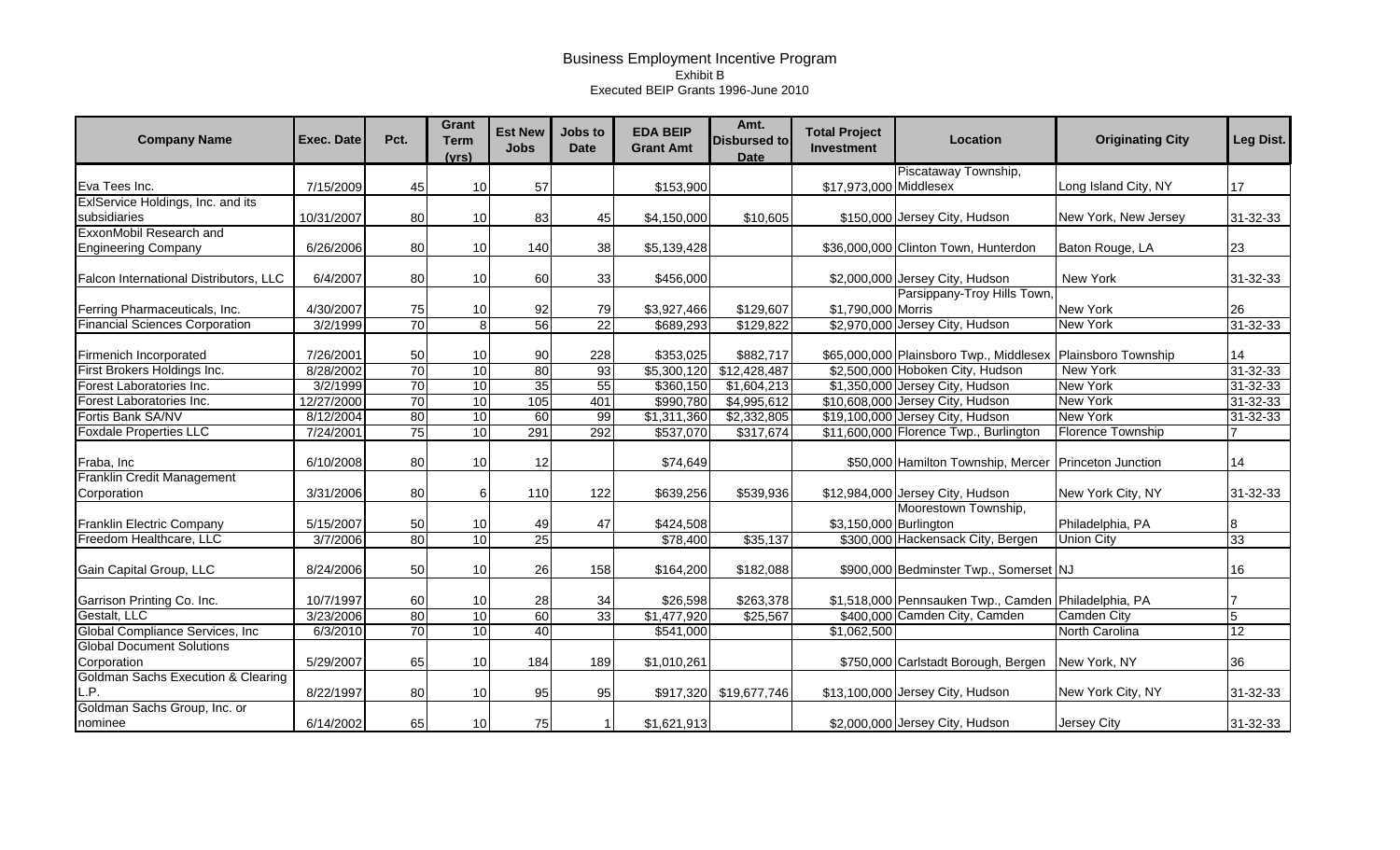# Business Employment Incentive Program

Exhibit B

Executed BEIP Grants 1996-June 2010

| Company Name | Exec. Date | Pct. | Grant Term (yrs) | Est New Jobs | Jobs to Date | EDA BEIP Grant Amt | Amt. Disbursed to Date | Total Project Investment | Location | Originating City | Leg Dist. |
|---|---|---|---|---|---|---|---|---|---|---|---|
| Eva Tees Inc. | 7/15/2009 | 45 | 10 | 57 | | $153,900 | | $17,973,000 | Piscataway Township, Middlesex | Long Island City, NY | 17 |
| ExlService Holdings, Inc. and its subsidiaries | 10/31/2007 | 80 | 10 | 83 | 45 | $4,150,000 | $10,605 | $150,000 | Jersey City, Hudson | New York, New Jersey | 31-32-33 |
| ExxonMobil Research and Engineering Company | 6/26/2006 | 80 | 10 | 140 | 38 | $5,139,428 | | $36,000,000 | Clinton Town, Hunterdon | Baton Rouge, LA | 23 |
| Falcon International Distributors, LLC | 6/4/2007 | 80 | 10 | 60 | 33 | $456,000 | | $2,000,000 | Jersey City, Hudson | New York | 31-32-33 |
| Ferring Pharmaceuticals, Inc. | 4/30/2007 | 75 | 10 | 92 | 79 | $3,927,466 | $129,607 | $1,790,000 | Parsippany-Troy Hills Town, Morris | New York | 26 |
| Financial Sciences Corporation | 3/2/1999 | 70 | 8 | 56 | 22 | $689,293 | $129,822 | $2,970,000 | Jersey City, Hudson | New York | 31-32-33 |
| Firmenich Incorporated | 7/26/2001 | 50 | 10 | 90 | 228 | $353,025 | $882,717 | $65,000,000 | Plainsboro Twp., Middlesex | Plainsboro Township | 14 |
| First Brokers Holdings Inc. | 8/28/2002 | 70 | 10 | 80 | 93 | $5,300,120 | $12,428,487 | $2,500,000 | Hoboken City, Hudson | New York | 31-32-33 |
| Forest Laboratories Inc. | 3/2/1999 | 70 | 10 | 35 | 55 | $360,150 | $1,604,213 | $1,350,000 | Jersey City, Hudson | New York | 31-32-33 |
| Forest Laboratories Inc. | 12/27/2000 | 70 | 10 | 105 | 401 | $990,780 | $4,995,612 | $10,608,000 | Jersey City, Hudson | New York | 31-32-33 |
| Fortis Bank SA/NV | 8/12/2004 | 80 | 10 | 60 | 99 | $1,311,360 | $2,332,805 | $19,100,000 | Jersey City, Hudson | New York | 31-32-33 |
| Foxdale Properties LLC | 7/24/2001 | 75 | 10 | 291 | 292 | $537,070 | $317,674 | $11,600,000 | Florence Twp., Burlington | Florence Township | 7 |
| Fraba, Inc | 6/10/2008 | 80 | 10 | 12 | | $74,649 | | $50,000 | Hamilton Township, Mercer | Princeton Junction | 14 |
| Franklin Credit Management Corporation | 3/31/2006 | 80 | 6 | 110 | 122 | $639,256 | $539,936 | $12,984,000 | Jersey City, Hudson | New York City, NY | 31-32-33 |
| Franklin Electric Company | 5/15/2007 | 50 | 10 | 49 | 47 | $424,508 | | $3,150,000 | Moorestown Township, Burlington | Philadelphia, PA | 8 |
| Freedom Healthcare, LLC | 3/7/2006 | 80 | 10 | 25 | | $78,400 | $35,137 | $300,000 | Hackensack City, Bergen | Union City | 33 |
| Gain Capital Group, LLC | 8/24/2006 | 50 | 10 | 26 | 158 | $164,200 | $182,088 | $900,000 | Bedminster Twp., Somerset | NJ | 16 |
| Garrison Printing Co. Inc. | 10/7/1997 | 60 | 10 | 28 | 34 | $26,598 | $263,378 | $1,518,000 | Pennsauken Twp., Camden | Philadelphia, PA | 7 |
| Gestalt, LLC | 3/23/2006 | 80 | 10 | 60 | 33 | $1,477,920 | $25,567 | $400,000 | Camden City, Camden | Camden City | 5 |
| Global Compliance Services, Inc | 6/3/2010 | 70 | 10 | 40 | | $541,000 | | $1,062,500 | | North Carolina | 12 |
| Global Document Solutions Corporation | 5/29/2007 | 65 | 10 | 184 | 189 | $1,010,261 | | $750,000 | Carlstadt Borough, Bergen | New York, NY | 36 |
| Goldman Sachs Execution & Clearing L.P. | 8/22/1997 | 80 | 10 | 95 | 95 | $917,320 | $19,677,746 | $13,100,000 | Jersey City, Hudson | New York City, NY | 31-32-33 |
| Goldman Sachs Group, Inc. or nominee | 6/14/2002 | 65 | 10 | 75 | 1 | $1,621,913 | | $2,000,000 | Jersey City, Hudson | Jersey City | 31-32-33 |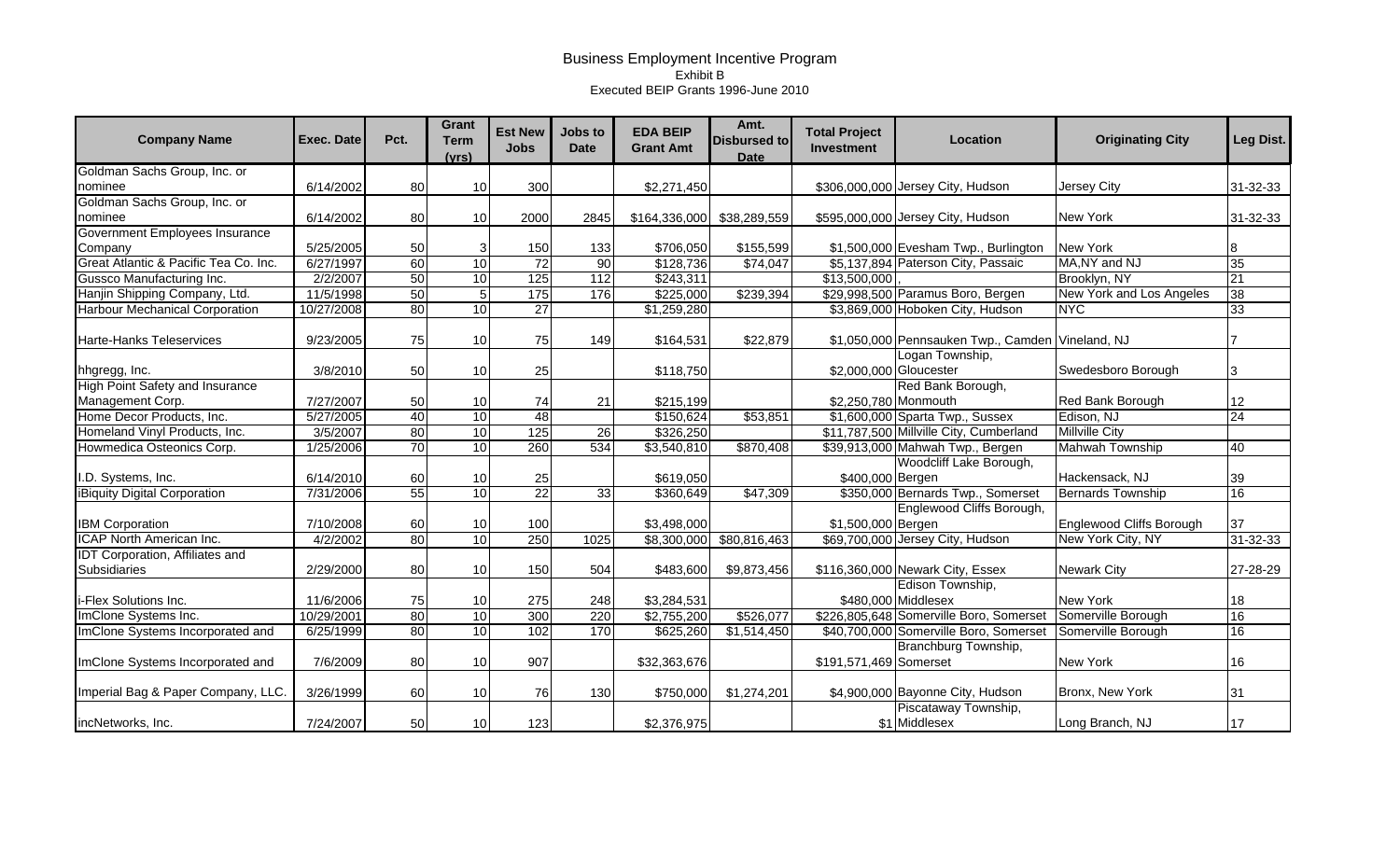# Business Employment Incentive Program

Exhibit B

Executed BEIP Grants 1996-June 2010

| Company Name | Exec. Date | Pct. | Grant Term (yrs) | Est New Jobs | Jobs to Date | EDA BEIP Grant Amt | Amt. Disbursed to Date | Total Project Investment | Location | Originating City | Leg Dist. |
|---|---|---|---|---|---|---|---|---|---|---|---|
| Goldman Sachs Group, Inc. or nominee | 6/14/2002 | 80 | 10 | 300 | | $2,271,450 | | $306,000,000 | Jersey City, Hudson | Jersey City | 31-32-33 |
| Goldman Sachs Group, Inc. or nominee | 6/14/2002 | 80 | 10 | 2000 | 2845 | $164,336,000 | $38,289,559 | $595,000,000 | Jersey City, Hudson | New York | 31-32-33 |
| Government Employees Insurance Company | 5/25/2005 | 50 | 3 | 150 | 133 | $706,050 | $155,599 | $1,500,000 | Evesham Twp., Burlington | New York | 8 |
| Great Atlantic & Pacific Tea Co. Inc. | 6/27/1997 | 60 | 10 | 72 | 90 | $128,736 | $74,047 | $5,137,894 | Paterson City, Passaic | MA,NY and NJ | 35 |
| Gussco Manufacturing Inc. | 2/2/2007 | 50 | 10 | 125 | 112 | $243,311 | | $13,500,000 | , | Brooklyn, NY | 21 |
| Hanjin Shipping Company, Ltd. | 11/5/1998 | 50 | 5 | 175 | 176 | $225,000 | $239,394 | $29,998,500 | Paramus Boro, Bergen | New York and Los Angeles | 38 |
| Harbour Mechanical Corporation | 10/27/2008 | 80 | 10 | 27 | | $1,259,280 | | $3,869,000 | Hoboken City, Hudson | NYC | 33 |
| Harte-Hanks Teleservices | 9/23/2005 | 75 | 10 | 75 | 149 | $164,531 | $22,879 | $1,050,000 | Pennsauken Twp., Camden | Vineland, NJ | 7 |
| hhgregg, Inc. | 3/8/2010 | 50 | 10 | 25 | | $118,750 | | $2,000,000 | Logan Township, Gloucester | Swedesboro Borough | 3 |
| High Point Safety and Insurance Management Corp. | 7/27/2007 | 50 | 10 | 74 | 21 | $215,199 | | $2,250,780 | Red Bank Borough, Monmouth | Red Bank Borough | 12 |
| Home Decor Products, Inc. | 5/27/2005 | 40 | 10 | 48 | | $150,624 | $53,851 | $1,600,000 | Sparta Twp., Sussex | Edison, NJ | 24 |
| Homeland Vinyl Products, Inc. | 3/5/2007 | 80 | 10 | 125 | 26 | $326,250 | | $11,787,500 | Millville City, Cumberland | Millville City | |
| Howmedica Osteonics Corp. | 1/25/2006 | 70 | 10 | 260 | 534 | $3,540,810 | $870,408 | $39,913,000 | Mahwah Twp., Bergen | Mahwah Township | 40 |
| I.D. Systems, Inc. | 6/14/2010 | 60 | 10 | 25 | | $619,050 | | $400,000 | Woodcliff Lake Borough, Bergen | Hackensack, NJ | 39 |
| iBiquity Digital Corporation | 7/31/2006 | 55 | 10 | 22 | 33 | $360,649 | $47,309 | $350,000 | Bernards Twp., Somerset | Bernards Township | 16 |
| IBM Corporation | 7/10/2008 | 60 | 10 | 100 | | $3,498,000 | | $1,500,000 | Englewood Cliffs Borough, Bergen | Englewood Cliffs Borough | 37 |
| ICAP North American Inc. | 4/2/2002 | 80 | 10 | 250 | 1025 | $8,300,000 | $80,816,463 | $69,700,000 | Jersey City, Hudson | New York City, NY | 31-32-33 |
| IDT Corporation, Affiliates and Subsidiaries | 2/29/2000 | 80 | 10 | 150 | 504 | $483,600 | $9,873,456 | $116,360,000 | Newark City, Essex | Newark City | 27-28-29 |
| i-Flex Solutions Inc. | 11/6/2006 | 75 | 10 | 275 | 248 | $3,284,531 | | $480,000 | Edison Township, Middlesex | New York | 18 |
| ImClone Systems Inc. | 10/29/2001 | 80 | 10 | 300 | 220 | $2,755,200 | $526,077 | $226,805,648 | Somerville Boro, Somerset | Somerville Borough | 16 |
| ImClone Systems Incorporated and | 6/25/1999 | 80 | 10 | 102 | 170 | $625,260 | $1,514,450 | $40,700,000 | Somerville Boro, Somerset | Somerville Borough | 16 |
| ImClone Systems Incorporated and | 7/6/2009 | 80 | 10 | 907 | | $32,363,676 | | $191,571,469 | Branchburg Township, Somerset | New York | 16 |
| Imperial Bag & Paper Company, LLC. | 3/26/1999 | 60 | 10 | 76 | 130 | $750,000 | $1,274,201 | $4,900,000 | Bayonne City, Hudson | Bronx, New York | 31 |
| incNetworks, Inc. | 7/24/2007 | 50 | 10 | 123 | | $2,376,975 | | $1 | Piscataway Township, Middlesex | Long Branch, NJ | 17 |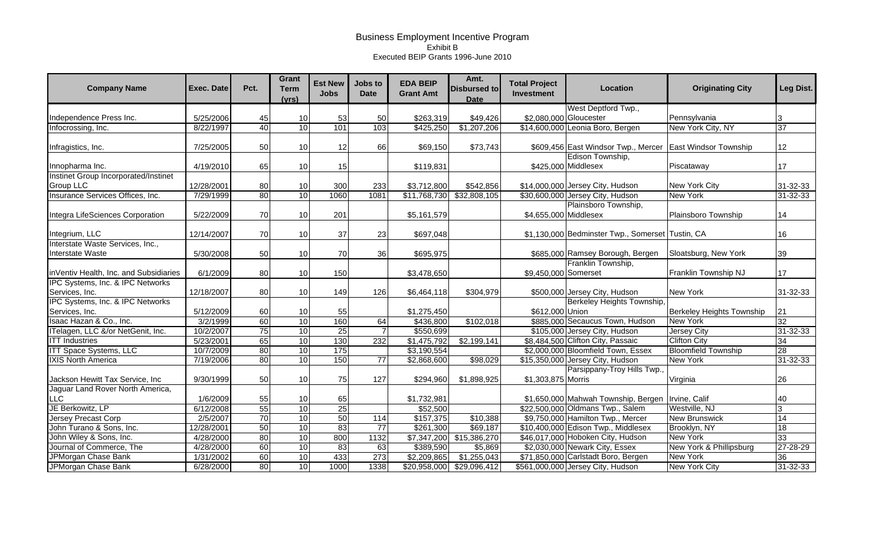# Business Employment Incentive Program

Exhibit B

Executed BEIP Grants 1996-June 2010

| Company Name | Exec. Date | Pct. | Grant Term (yrs) | Est New Jobs | Jobs to Date | EDA BEIP Grant Amt | Amt. Disbursed to Date | Total Project Investment | Location | Originating City | Leg Dist. |
|---|---|---|---|---|---|---|---|---|---|---|---|
| Independence Press Inc. | 5/25/2006 | 45 | 10 | 53 | 50 | $263,319 | $49,426 | $2,080,000 | West Deptford Twp., Gloucester | Pennsylvania | 3 |
| Infocrossing, Inc. | 8/22/1997 | 40 | 10 | 101 | 103 | $425,250 | $1,207,206 | $14,600,000 | Leonia Boro, Bergen | New York City, NY | 37 |
| Infragistics, Inc. | 7/25/2005 | 50 | 10 | 12 | 66 | $69,150 | $73,743 | $609,456 | East Windsor Twp., Mercer | East Windsor Township | 12 |
| Innopharma Inc. | 4/19/2010 | 65 | 10 | 15 | | $119,831 | | $425,000 | Edison Township, Middlesex | Piscataway | 17 |
| Instinet Group Incorporated/Instinet Group LLC | 12/28/2001 | 80 | 10 | 300 | 233 | $3,712,800 | $542,856 | $14,000,000 | Jersey City, Hudson | New York City | 31-32-33 |
| Insurance Services Offices, Inc. | 7/29/1999 | 80 | 10 | 1060 | 1081 | $11,768,730 | $32,808,105 | $30,600,000 | Jersey City, Hudson | New York | 31-32-33 |
| Integra LifeSciences Corporation | 5/22/2009 | 70 | 10 | 201 | | $5,161,579 | | $4,655,000 | Plainsboro Township, Middlesex | Plainsboro Township | 14 |
| Integrium, LLC | 12/14/2007 | 70 | 10 | 37 | 23 | $697,048 | | $1,130,000 | Bedminster Twp., Somerset | Tustin, CA | 16 |
| Interstate Waste Services, Inc., Interstate Waste | 5/30/2008 | 50 | 10 | 70 | 36 | $695,975 | | $685,000 | Ramsey Borough, Bergen | Sloatsburg, New York | 39 |
| inVentiv Health, Inc. and Subsidiaries | 6/1/2009 | 80 | 10 | 150 | | $3,478,650 | | $9,450,000 | Franklin Township, Somerset | Franklin Township NJ | 17 |
| IPC Systems, Inc. & IPC Networks Services, Inc. | 12/18/2007 | 80 | 10 | 149 | 126 | $6,464,118 | $304,979 | $500,000 | Jersey City, Hudson | New York | 31-32-33 |
| IPC Systems, Inc. & IPC Networks Services, Inc. | 5/12/2009 | 60 | 10 | 55 | | $1,275,450 | | $612,000 | Berkeley Heights Township, Union | Berkeley Heights Township | 21 |
| Isaac Hazan & Co., Inc. | 3/2/1999 | 60 | 10 | 160 | 64 | $436,800 | $102,018 | $885,000 | Secaucus Town, Hudson | New York | 32 |
| ITelagen, LLC &/or NetGenit, Inc. | 10/2/2007 | 75 | 10 | 25 | 7 | $550,699 | | $105,000 | Jersey City, Hudson | Jersey City | 31-32-33 |
| ITT Industries | 5/23/2001 | 65 | 10 | 130 | 232 | $1,475,792 | $2,199,141 | $8,484,500 | Clifton City, Passaic | Clifton City | 34 |
| ITT Space Systems, LLC | 10/7/2009 | 80 | 10 | 175 | | $3,190,554 | | $2,000,000 | Bloomfield Town, Essex | Bloomfield Township | 28 |
| IXIS North America | 7/19/2006 | 80 | 10 | 150 | 77 | $2,868,600 | $98,029 | $15,350,000 | Jersey City, Hudson | New York | 31-32-33 |
| Jackson Hewitt Tax Service, Inc | 9/30/1999 | 50 | 10 | 75 | 127 | $294,960 | $1,898,925 | $1,303,875 | Parsippany-Troy Hills Twp., Morris | Virginia | 26 |
| Jaguar Land Rover North America, LLC | 1/6/2009 | 55 | 10 | 65 | | $1,732,981 | | $1,650,000 | Mahwah Township, Bergen | Irvine, Calif | 40 |
| JE Berkowitz, LP | 6/12/2008 | 55 | 10 | 25 | | $52,500 | | $22,500,000 | Oldmans Twp., Salem | Westville, NJ | 3 |
| Jersey Precast Corp | 2/5/2007 | 70 | 10 | 50 | 114 | $157,375 | $10,388 | $9,750,000 | Hamilton Twp., Mercer | New Brunswick | 14 |
| John Turano & Sons, Inc. | 12/28/2001 | 50 | 10 | 83 | 77 | $261,300 | $69,187 | $10,400,000 | Edison Twp., Middlesex | Brooklyn, NY | 18 |
| John Wiley & Sons, Inc. | 4/28/2000 | 80 | 10 | 800 | 1132 | $7,347,200 | $15,386,270 | $46,017,000 | Hoboken City, Hudson | New York | 33 |
| Journal of Commerce, The | 4/28/2000 | 60 | 10 | 83 | 63 | $389,590 | $5,869 | $2,030,000 | Newark City, Essex | New York & Phillipsburg | 27-28-29 |
| JPMorgan Chase Bank | 1/31/2002 | 60 | 10 | 433 | 273 | $2,209,865 | $1,255,043 | $71,850,000 | Carlstadt Boro, Bergen | New York | 36 |
| JPMorgan Chase Bank | 6/28/2000 | 80 | 10 | 1000 | 1338 | $20,958,000 | $29,096,412 | $561,000,000 | Jersey City, Hudson | New York City | 31-32-33 |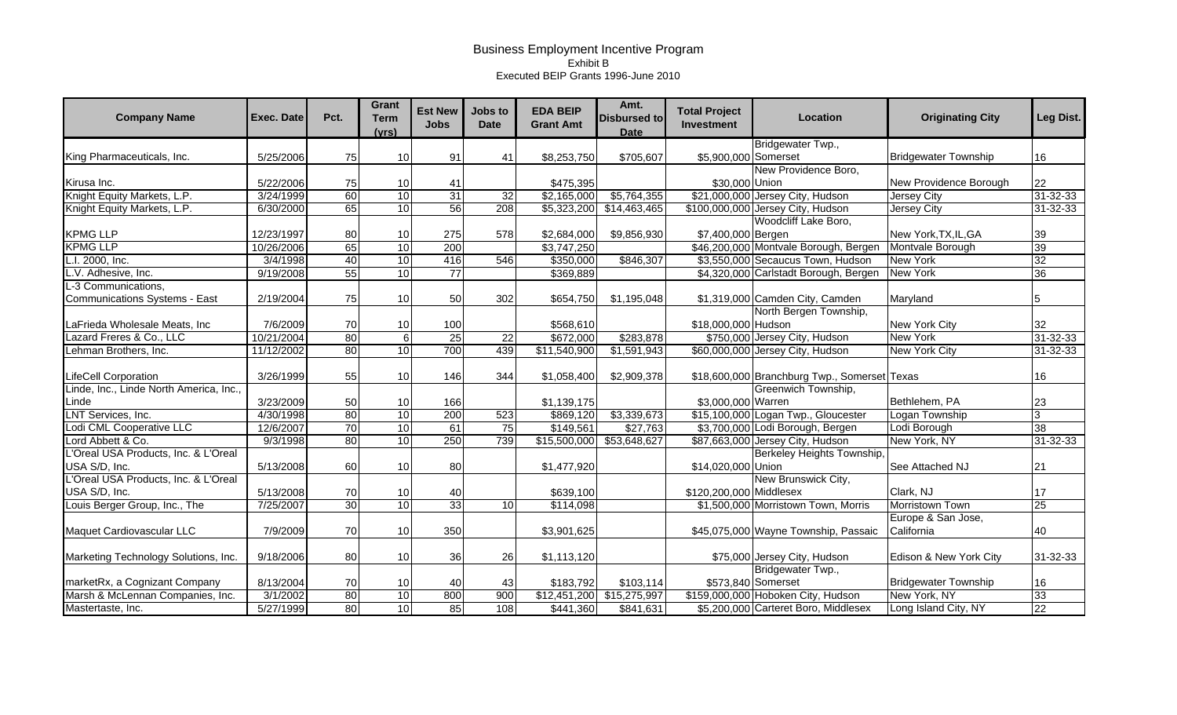# Business Employment Incentive Program

Exhibit B

Executed BEIP Grants 1996-June 2010

| Company Name | Exec. Date | Pct. | Grant Term (yrs) | Est New Jobs | Jobs to Date | EDA BEIP Grant Amt | Amt. Disbursed to Date | Total Project Investment | Location | Originating City | Leg Dist. |
|---|---|---|---|---|---|---|---|---|---|---|---|
| King Pharmaceuticals, Inc. | 5/25/2006 | 75 | 10 | 91 | 41 | $8,253,750 | $705,607 | $5,900,000 | Bridgewater Twp., Somerset | Bridgewater Township | 16 |
| Kirusa Inc. | 5/22/2006 | 75 | 10 | 41 | | $475,395 | | $30,000 | New Providence Boro, Union | New Providence Borough | 22 |
| Knight Equity Markets, L.P. | 3/24/1999 | 60 | 10 | 31 | 32 | $2,165,000 | $5,764,355 | $21,000,000 | Jersey City, Hudson | Jersey City | 31-32-33 |
| Knight Equity Markets, L.P. | 6/30/2000 | 65 | 10 | 56 | 208 | $5,323,200 | $14,463,465 | $100,000,000 | Jersey City, Hudson | Jersey City | 31-32-33 |
| KPMG LLP | 12/23/1997 | 80 | 10 | 275 | 578 | $2,684,000 | $9,856,930 | $7,400,000 | Woodcliff Lake Boro, Bergen | New York,TX,IL,GA | 39 |
| KPMG LLP | 10/26/2006 | 65 | 10 | 200 | | $3,747,250 | | $46,200,000 | Montvale Borough, Bergen | Montvale Borough | 39 |
| L.I. 2000, Inc. | 3/4/1998 | 40 | 10 | 416 | 546 | $350,000 | $846,307 | $3,550,000 | Secaucus Town, Hudson | New York | 32 |
| L.V. Adhesive, Inc. | 9/19/2008 | 55 | 10 | 77 | | $369,889 | | $4,320,000 | Carlstadt Borough, Bergen | New York | 36 |
| L-3 Communications, Communications Systems - East | 2/19/2004 | 75 | 10 | 50 | 302 | $654,750 | $1,195,048 | $1,319,000 | Camden City, Camden | Maryland | 5 |
| LaFrieda Wholesale Meats, Inc | 7/6/2009 | 70 | 10 | 100 | | $568,610 | | $18,000,000 | North Bergen Township, Hudson | New York City | 32 |
| Lazard Freres & Co., LLC | 10/21/2004 | 80 | 6 | 25 | 22 | $672,000 | $283,878 | $750,000 | Jersey City, Hudson | New York | 31-32-33 |
| Lehman Brothers, Inc. | 11/12/2002 | 80 | 10 | 700 | 439 | $11,540,900 | $1,591,943 | $60,000,000 | Jersey City, Hudson | New York City | 31-32-33 |
| LifeCell Corporation | 3/26/1999 | 55 | 10 | 146 | 344 | $1,058,400 | $2,909,378 | $18,600,000 | Branchburg Twp., Somerset | Texas | 16 |
| Linde, Inc., Linde North America, Inc., Linde | 3/23/2009 | 50 | 10 | 166 | | $1,139,175 | | $3,000,000 | Greenwich Township, Warren | Bethlehem, PA | 23 |
| LNT Services, Inc. | 4/30/1998 | 80 | 10 | 200 | 523 | $869,120 | $3,339,673 | $15,100,000 | Logan Twp., Gloucester | Logan Township | 3 |
| Lodi CML Cooperative LLC | 12/6/2007 | 70 | 10 | 61 | 75 | $149,561 | $27,763 | $3,700,000 | Lodi Borough, Bergen | Lodi Borough | 38 |
| Lord Abbett & Co. | 9/3/1998 | 80 | 10 | 250 | 739 | $15,500,000 | $53,648,627 | $87,663,000 | Jersey City, Hudson | New York, NY | 31-32-33 |
| L'Oreal USA Products, Inc. & L'Oreal USA S/D, Inc. | 5/13/2008 | 60 | 10 | 80 | | $1,477,920 | | $14,020,000 | Berkeley Heights Township, Union | See Attached NJ | 21 |
| L'Oreal USA Products, Inc. & L'Oreal USA S/D, Inc. | 5/13/2008 | 70 | 10 | 40 | | $639,100 | | $120,200,000 | New Brunswick City, Middlesex | Clark, NJ | 17 |
| Louis Berger Group, Inc., The | 7/25/2007 | 30 | 10 | 33 | 10 | $114,098 | | $1,500,000 | Morristown Town, Morris | Morristown Town | 25 |
| Maquet Cardiovascular LLC | 7/9/2009 | 70 | 10 | 350 | | $3,901,625 | | $45,075,000 | Wayne Township, Passaic | Europe & San Jose, California | 40 |
| Marketing Technology Solutions, Inc. | 9/18/2006 | 80 | 10 | 36 | 26 | $1,113,120 | | $75,000 | Jersey City, Hudson | Edison & New York City | 31-32-33 |
| marketRx, a Cognizant Company | 8/13/2004 | 70 | 10 | 40 | 43 | $183,792 | $103,114 | $573,840 | Bridgewater Twp., Somerset | Bridgewater Township | 16 |
| Marsh & McLennan Companies, Inc. | 3/1/2002 | 80 | 10 | 800 | 900 | $12,451,200 | $15,275,997 | $159,000,000 | Hoboken City, Hudson | New York, NY | 33 |
| Mastertaste, Inc. | 5/27/1999 | 80 | 10 | 85 | 108 | $441,360 | $841,631 | $5,200,000 | Carteret Boro, Middlesex | Long Island City, NY | 22 |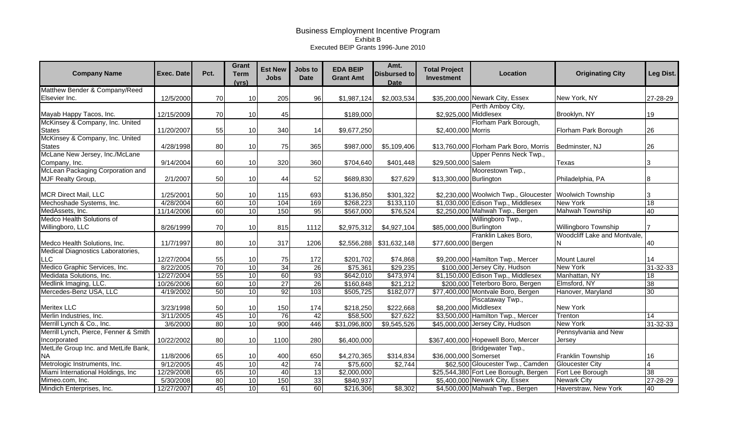# Business Employment Incentive Program

Exhibit B

Executed BEIP Grants 1996-June 2010

| Company Name | Exec. Date | Pct. | Grant Term (yrs) | Est New Jobs | Jobs to Date | EDA BEIP Grant Amt | Amt. Disbursed to Date | Total Project Investment | Location | Originating City | Leg Dist. |
|---|---|---|---|---|---|---|---|---|---|---|---|
| Matthew Bender & Company/Reed Elsevier Inc. | 12/5/2000 | 70 | 10 | 205 | 96 | $1,987,124 | $2,003,534 | $35,200,000 | Newark City, Essex | New York, NY | 27-28-29 |
| Mayab Happy Tacos, Inc. | 12/15/2009 | 70 | 10 | 45 | | $189,000 | | $2,925,000 | Perth Amboy City, Middlesex | Brooklyn, NY | 19 |
| McKinsey & Company, Inc. United States | 11/20/2007 | 55 | 10 | 340 | 14 | $9,677,250 | | $2,400,000 | Florham Park Borough, Morris | Florham Park Borough | 26 |
| McKinsey & Company, Inc. United States | 4/28/1998 | 80 | 10 | 75 | 365 | $987,000 | $5,109,406 | $13,760,000 | Florham Park Boro, Morris | Bedminster, NJ | 26 |
| McLane New Jersey, Inc./McLane Company, Inc. | 9/14/2004 | 60 | 10 | 320 | 360 | $704,640 | $401,448 | $29,500,000 | Upper Penns Neck Twp., Salem | Texas | 3 |
| McLean Packaging Corporation and MJF Realty Group, | 2/1/2007 | 50 | 10 | 44 | 52 | $689,830 | $27,629 | $13,300,000 | Moorestown Twp., Burlington | Philadelphia, PA | 8 |
| MCR Direct Mail, LLC | 1/25/2001 | 50 | 10 | 115 | 693 | $136,850 | $301,322 | $2,230,000 | Woolwich Twp., Gloucester | Woolwich Township | 3 |
| Mechoshade Systems, Inc. | 4/28/2004 | 60 | 10 | 104 | 169 | $268,223 | $133,110 | $1,030,000 | Edison Twp., Middlesex | New York | 18 |
| MedAssets, Inc. | 11/14/2006 | 60 | 10 | 150 | 95 | $567,000 | $76,524 | $2,250,000 | Mahwah Twp., Bergen | Mahwah Township | 40 |
| Medco Health Solutions of Willingboro, LLC | 8/26/1999 | 70 | 10 | 815 | 1112 | $2,975,312 | $4,927,104 | $85,000,000 | Willingboro Twp., Burlington | Willingboro Township | 7 |
| Medco Health Solutions, Inc. | 11/7/1997 | 80 | 10 | 317 | 1206 | $2,556,288 | $31,632,148 | $77,600,000 | Franklin Lakes Boro, Bergen | Woodcliff Lake and Montvale, N | 40 |
| Medical Diagnostics Laboratories, LLC | 12/27/2004 | 55 | 10 | 75 | 172 | $201,702 | $74,868 | $9,200,000 | Hamilton Twp., Mercer | Mount Laurel | 14 |
| Medico Graphic Services, Inc. | 8/22/2005 | 70 | 10 | 34 | 26 | $75,361 | $29,235 | $100,000 | Jersey City, Hudson | New York | 31-32-33 |
| Medidata Solutions, Inc. | 12/27/2004 | 55 | 10 | 60 | 93 | $642,010 | $473,974 | $1,150,000 | Edison Twp., Middlesex | Manhattan, NY | 18 |
| Medlink Imaging, LLC. | 10/26/2006 | 60 | 10 | 27 | 26 | $160,848 | $21,212 | $200,000 | Teterboro Boro, Bergen | Elmsford, NY | 38 |
| Mercedes-Benz USA, LLC | 4/19/2002 | 50 | 10 | 92 | 103 | $505,725 | $182,077 | $77,400,000 | Montvale Boro, Bergen | Hanover, Maryland | 30 |
| Meritex LLC | 3/23/1998 | 50 | 10 | 150 | 174 | $218,250 | $222,668 | $8,200,000 | Piscataway Twp., Middlesex | New York | |
| Merlin Industries, Inc. | 3/11/2005 | 45 | 10 | 76 | 42 | $58,500 | $27,622 | $3,500,000 | Hamilton Twp., Mercer | Trenton | 14 |
| Merrill Lynch & Co., Inc. | 3/6/2000 | 80 | 10 | 900 | 446 | $31,096,800 | $9,545,526 | $45,000,000 | Jersey City, Hudson | New York | 31-32-33 |
| Merrill Lynch, Pierce, Fenner & Smith Incorporated | 10/22/2002 | 80 | 10 | 1100 | 280 | $6,400,000 | | $367,400,000 | Hopewell Boro, Mercer | Pennsylvania and New Jersey | |
| MetLife Group Inc. and MetLife Bank, NA | 11/8/2006 | 65 | 10 | 400 | 650 | $4,270,365 | $314,834 | $36,000,000 | Bridgewater Twp., Somerset | Franklin Township | 16 |
| Metrologic Instruments, Inc. | 9/12/2005 | 45 | 10 | 42 | 74 | $75,600 | $2,744 | $62,500 | Gloucester Twp., Camden | Gloucester City | 4 |
| Miami International Holdings, Inc | 12/29/2008 | 65 | 10 | 40 | 13 | $2,000,000 | | $25,544,380 | Fort Lee Borough, Bergen | Fort Lee Borough | 38 |
| Mimeo.com, Inc. | 5/30/2008 | 80 | 10 | 150 | 33 | $840,937 | | $5,400,000 | Newark City, Essex | Newark City | 27-28-29 |
| Mindich Enterprises, Inc. | 12/27/2007 | 45 | 10 | 61 | 60 | $216,306 | $8,302 | $4,500,000 | Mahwah Twp., Bergen | Haverstraw, New York | 40 |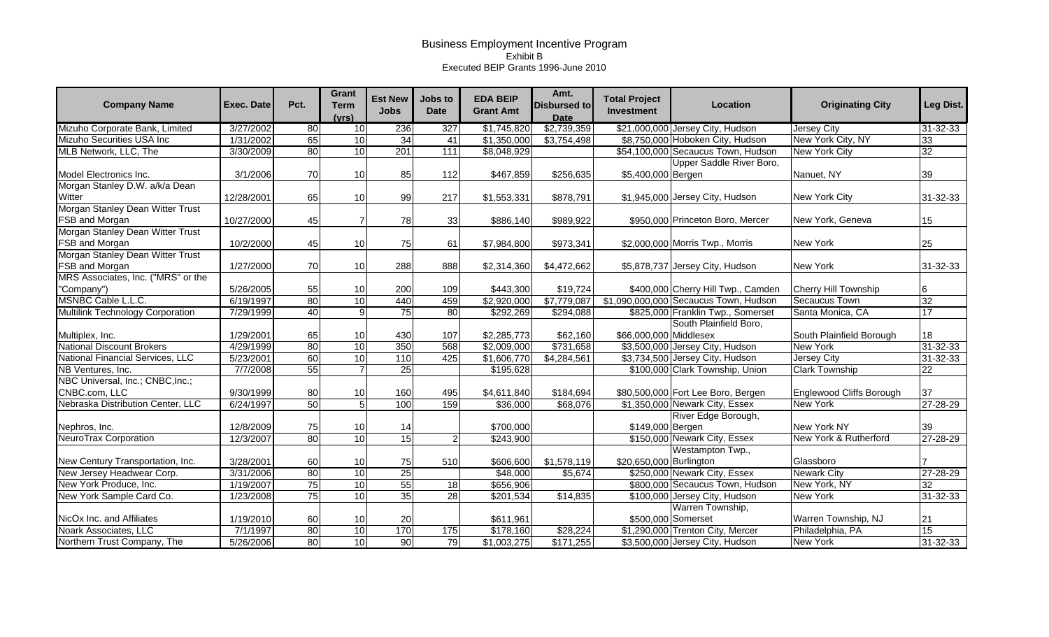# Business Employment Incentive Program

Exhibit B

Executed BEIP Grants 1996-June 2010

| Company Name | Exec. Date | Pct. | Grant Term (yrs) | Est New Jobs | Jobs to Date | EDA BEIP Grant Amt | Amt. Disbursed to Date | Total Project Investment | Location | Originating City | Leg Dist. |
|---|---|---|---|---|---|---|---|---|---|---|---|
| Mizuho Corporate Bank, Limited | 3/27/2002 | 80 | 10 | 236 | 327 | $1,745,820 | $2,739,359 | $21,000,000 | Jersey City, Hudson | Jersey City | 31-32-33 |
| Mizuho Securities USA Inc | 1/31/2002 | 65 | 10 | 34 | 41 | $1,350,000 | $3,754,498 | $8,750,000 | Hoboken City, Hudson | New York City, NY | 33 |
| MLB Network, LLC, The | 3/30/2009 | 80 | 10 | 201 | 111 | $8,048,929 | | $54,100,000 | Secaucus Town, Hudson | New York City | 32 |
| Model Electronics Inc. | 3/1/2006 | 70 | 10 | 85 | 112 | $467,859 | $256,635 | $5,400,000 | Upper Saddle River Boro, Bergen | Nanuet, NY | 39 |
| Morgan Stanley D.W. a/k/a Dean Witter | 12/28/2001 | 65 | 10 | 99 | 217 | $1,553,331 | $878,791 | $1,945,000 | Jersey City, Hudson | New York City | 31-32-33 |
| Morgan Stanley Dean Witter Trust FSB and Morgan | 10/27/2000 | 45 | 7 | 78 | 33 | $886,140 | $989,922 | $950,000 | Princeton Boro, Mercer | New York, Geneva | 15 |
| Morgan Stanley Dean Witter Trust FSB and Morgan | 10/2/2000 | 45 | 10 | 75 | 61 | $7,984,800 | $973,341 | $2,000,000 | Morris Twp., Morris | New York | 25 |
| Morgan Stanley Dean Witter Trust FSB and Morgan | 1/27/2000 | 70 | 10 | 288 | 888 | $2,314,360 | $4,472,662 | $5,878,737 | Jersey City, Hudson | New York | 31-32-33 |
| MRS Associates, Inc. ("MRS" or the "Company") | 5/26/2005 | 55 | 10 | 200 | 109 | $443,300 | $19,724 | $400,000 | Cherry Hill Twp., Camden | Cherry Hill Township | 6 |
| MSNBC Cable L.L.C. | 6/19/1997 | 80 | 10 | 440 | 459 | $2,920,000 | $7,779,087 | $1,090,000,000 | Secaucus Town, Hudson | Secaucus Town | 32 |
| Multilink Technology Corporation | 7/29/1999 | 40 | 9 | 75 | 80 | $292,269 | $294,088 | $825,000 | Franklin Twp., Somerset | Santa Monica, CA | 17 |
| Multiplex, Inc. | 1/29/2001 | 65 | 10 | 430 | 107 | $2,285,773 | $62,160 | $66,000,000 | South Plainfield Boro, Middlesex | South Plainfield Borough | 18 |
| National Discount Brokers | 4/29/1999 | 80 | 10 | 350 | 568 | $2,009,000 | $731,658 | $3,500,000 | Jersey City, Hudson | New York | 31-32-33 |
| National Financial Services, LLC | 5/23/2001 | 60 | 10 | 110 | 425 | $1,606,770 | $4,284,561 | $3,734,500 | Jersey City, Hudson | Jersey City | 31-32-33 |
| NB Ventures, Inc. | 7/7/2008 | 55 | 7 | 25 | | $195,628 | | $100,000 | Clark Township, Union | Clark Township | 22 |
| NBC Universal, Inc.; CNBC,Inc.; CNBC.com, LLC | 9/30/1999 | 80 | 10 | 160 | 495 | $4,611,840 | $184,694 | $80,500,000 | Fort Lee Boro, Bergen | Englewood Cliffs Borough | 37 |
| Nebraska Distribution Center, LLC | 6/24/1997 | 50 | 5 | 100 | 159 | $36,000 | $68,076 | $1,350,000 | Newark City, Essex | New York | 27-28-29 |
| Nephros, Inc. | 12/8/2009 | 75 | 10 | 14 | | $700,000 | | $149,000 | River Edge Borough, Bergen | New York NY | 39 |
| NeuroTrax Corporation | 12/3/2007 | 80 | 10 | 15 | 2 | $243,900 | | $150,000 | Newark City, Essex | New York & Rutherford | 27-28-29 |
| New Century Transportation, Inc. | 3/28/2001 | 60 | 10 | 75 | 510 | $606,600 | $1,578,119 | $20,650,000 | Westampton Twp., Burlington | Glassboro | 7 |
| New Jersey Headwear Corp. | 3/31/2006 | 80 | 10 | 25 | | $48,000 | $5,674 | $250,000 | Newark City, Essex | Newark City | 27-28-29 |
| New York Produce, Inc. | 1/19/2007 | 75 | 10 | 55 | 18 | $656,906 | | $800,000 | Secaucus Town, Hudson | New York, NY | 32 |
| New York Sample Card Co. | 1/23/2008 | 75 | 10 | 35 | 28 | $201,534 | $14,835 | $100,000 | Jersey City, Hudson | New York | 31-32-33 |
| NicOx Inc. and Affiliates | 1/19/2010 | 60 | 10 | 20 | | $611,961 | | $500,000 | Warren Township, Somerset | Warren Township, NJ | 21 |
| Noark Associates, LLC | 7/1/1997 | 80 | 10 | 170 | 175 | $178,160 | $28,224 | $1,290,000 | Trenton City, Mercer | Philadelphia, PA | 15 |
| Northern Trust Company, The | 5/26/2006 | 80 | 10 | 90 | 79 | $1,003,275 | $171,255 | $3,500,000 | Jersey City, Hudson | New York | 31-32-33 |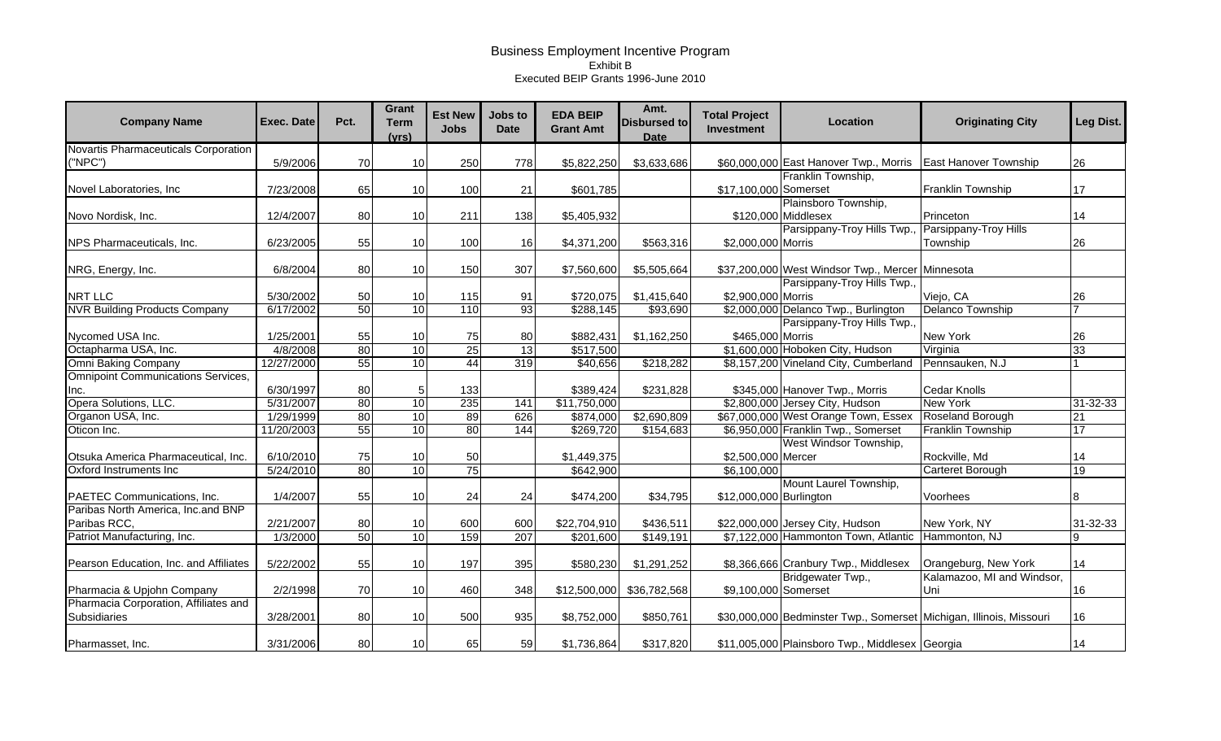# Business Employment Incentive Program

Exhibit B

Executed BEIP Grants 1996-June 2010

| Company Name | Exec. Date | Pct. | Grant Term (yrs) | Est New Jobs | Jobs to Date | EDA BEIP Grant Amt | Amt. Disbursed to Date | Total Project Investment | Location | Originating City | Leg Dist. |
|---|---|---|---|---|---|---|---|---|---|---|---|
| Novartis Pharmaceuticals Corporation ("NPC") | 5/9/2006 | 70 | 10 | 250 | 778 | $5,822,250 | $3,633,686 | $60,000,000 | East Hanover Twp., Morris | East Hanover Township | 26 |
| Novel Laboratories, Inc | 7/23/2008 | 65 | 10 | 100 | 21 | $601,785 | | $17,100,000 | Franklin Township, Somerset | Franklin Township | 17 |
| Novo Nordisk, Inc. | 12/4/2007 | 80 | 10 | 211 | 138 | $5,405,932 | | $120,000 | Plainsboro Township, Middlesex | Princeton | 14 |
| NPS Pharmaceuticals, Inc. | 6/23/2005 | 55 | 10 | 100 | 16 | $4,371,200 | $563,316 | $2,000,000 | Parsippany-Troy Hills Twp., Morris | Parsippany-Troy Hills Township | 26 |
| NRG, Energy, Inc. | 6/8/2004 | 80 | 10 | 150 | 307 | $7,560,600 | $5,505,664 | $37,200,000 | West Windsor Twp., Mercer | Minnesota | |
| NRT LLC | 5/30/2002 | 50 | 10 | 115 | 91 | $720,075 | $1,415,640 | $2,900,000 | Parsippany-Troy Hills Twp., Morris | Viejo, CA | 26 |
| NVR Building Products Company | 6/17/2002 | 50 | 10 | 110 | 93 | $288,145 | $93,690 | $2,000,000 | Delanco Twp., Burlington | Delanco Township | 7 |
| Nycomed USA Inc. | 1/25/2001 | 55 | 10 | 75 | 80 | $882,431 | $1,162,250 | $465,000 | Parsippany-Troy Hills Twp., Morris | New York | 26 |
| Octapharma USA, Inc. | 4/8/2008 | 80 | 10 | 25 | 13 | $517,500 | | $1,600,000 | Hoboken City, Hudson | Virginia | 33 |
| Omni Baking Company | 12/27/2000 | 55 | 10 | 44 | 319 | $40,656 | $218,282 | $8,157,200 | Vineland City, Cumberland | Pennsauken, N.J | 1 |
| Omnipoint Communications Services, Inc. | 6/30/1997 | 80 | 5 | 133 | | $389,424 | $231,828 | $345,000 | Hanover Twp., Morris | Cedar Knolls | |
| Opera Solutions, LLC. | 5/31/2007 | 80 | 10 | 235 | 141 | $11,750,000 | | $2,800,000 | Jersey City, Hudson | New York | 31-32-33 |
| Organon USA, Inc. | 1/29/1999 | 80 | 10 | 89 | 626 | $874,000 | $2,690,809 | $67,000,000 | West Orange Town, Essex | Roseland Borough | 21 |
| Oticon Inc. | 11/20/2003 | 55 | 10 | 80 | 144 | $269,720 | $154,683 | $6,950,000 | Franklin Twp., Somerset | Franklin Township | 17 |
| Otsuka America Pharmaceutical, Inc. | 6/10/2010 | 75 | 10 | 50 | | $1,449,375 | | $2,500,000 | West Windsor Township, Mercer | Rockville, Md | 14 |
| Oxford Instruments Inc | 5/24/2010 | 80 | 10 | 75 | | $642,900 | | $6,100,000 | | Carteret Borough | 19 |
| PAETEC Communications, Inc. | 1/4/2007 | 55 | 10 | 24 | 24 | $474,200 | $34,795 | $12,000,000 | Mount Laurel Township, Burlington | Voorhees | 8 |
| Paribas North America, Inc.and BNP Paribas RCC, | 2/21/2007 | 80 | 10 | 600 | 600 | $22,704,910 | $436,511 | $22,000,000 | Jersey City, Hudson | New York, NY | 31-32-33 |
| Patriot Manufacturing, Inc. | 1/3/2000 | 50 | 10 | 159 | 207 | $201,600 | $149,191 | $7,122,000 | Hammonton Town, Atlantic | Hammonton, NJ | 9 |
| Pearson Education, Inc. and Affiliates | 5/22/2002 | 55 | 10 | 197 | 395 | $580,230 | $1,291,252 | $8,366,666 | Cranbury Twp., Middlesex | Orangeburg, New York | 14 |
| Pharmacia & Upjohn Company | 2/2/1998 | 70 | 10 | 460 | 348 | $12,500,000 | $36,782,568 | $9,100,000 | Bridgewater Twp., Somerset | Kalamazoo, MI and Windsor, Uni | 16 |
| Pharmacia Corporation, Affiliates and Subsidiaries | 3/28/2001 | 80 | 10 | 500 | 935 | $8,752,000 | $850,761 | $30,000,000 | Bedminster Twp., Somerset | Michigan, Illinois, Missouri | 16 |
| Pharmasset, Inc. | 3/31/2006 | 80 | 10 | 65 | 59 | $1,736,864 | $317,820 | $11,005,000 | Plainsboro Twp., Middlesex | Georgia | 14 |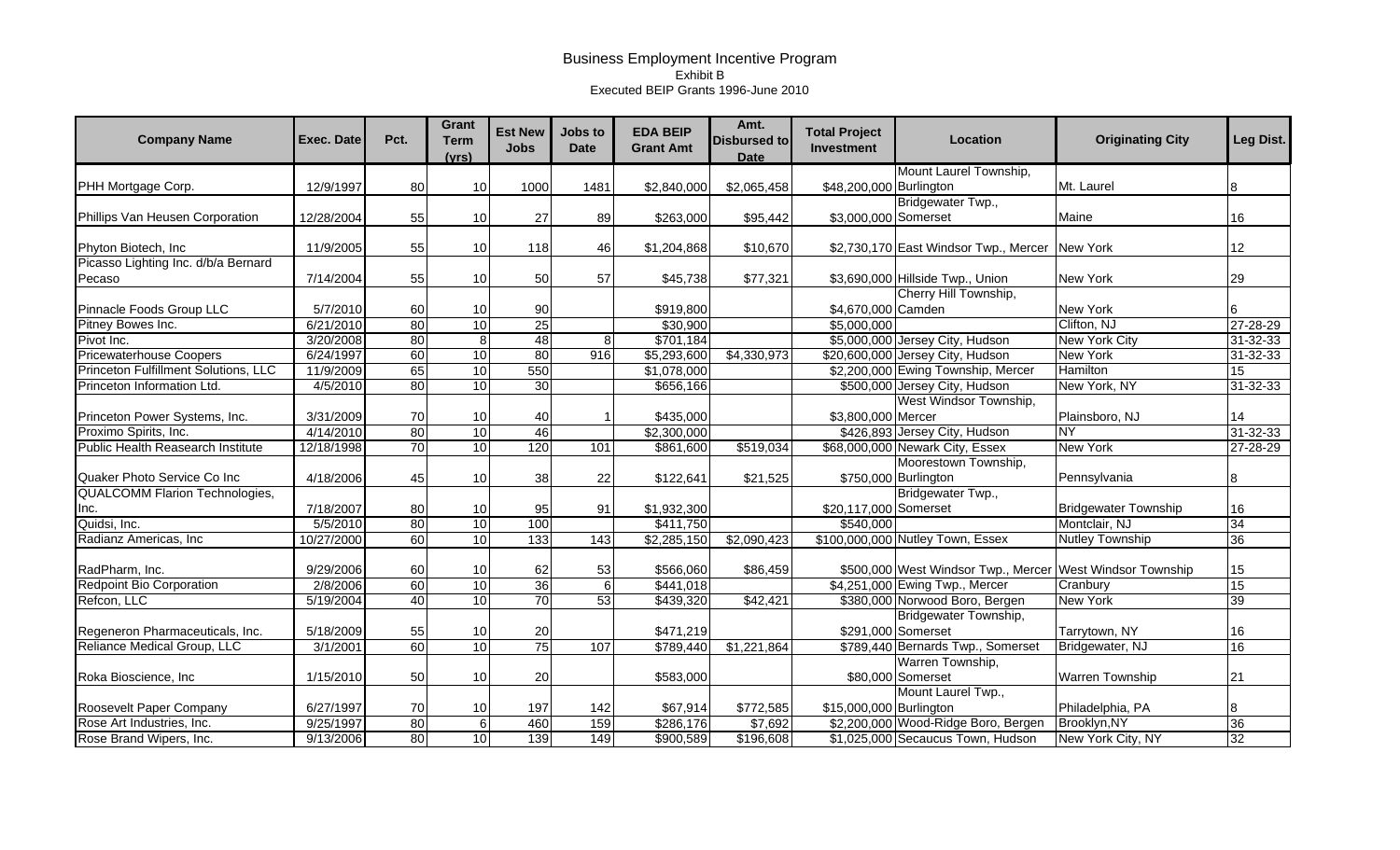# Business Employment Incentive Program

Exhibit B

Executed BEIP Grants 1996-June 2010

| Company Name | Exec. Date | Pct. | Grant Term (yrs) | Est New Jobs | Jobs to Date | EDA BEIP Grant Amt | Amt. Disbursed to Date | Total Project Investment | Location | Originating City | Leg Dist. |
|---|---|---|---|---|---|---|---|---|---|---|---|
| PHH Mortgage Corp. | 12/9/1997 | 80 | 10 | 1000 | 1481 | $2,840,000 | $2,065,458 | $48,200,000 | Mount Laurel Township, Burlington | Mt. Laurel | 8 |
| Phillips Van Heusen Corporation | 12/28/2004 | 55 | 10 | 27 | 89 | $263,000 | $95,442 | $3,000,000 | Bridgewater Twp., Somerset | Maine | 16 |
| Phyton Biotech, Inc | 11/9/2005 | 55 | 10 | 118 | 46 | $1,204,868 | $10,670 | $2,730,170 | East Windsor Twp., Mercer | New York | 12 |
| Picasso Lighting Inc. d/b/a Bernard Pecaso | 7/14/2004 | 55 | 10 | 50 | 57 | $45,738 | $77,321 | $3,690,000 | Hillside Twp., Union | New York | 29 |
| Pinnacle Foods Group LLC | 5/7/2010 | 60 | 10 | 90 | | $919,800 | | $4,670,000 | Cherry Hill Township, Camden | New York | 6 |
| Pitney Bowes Inc. | 6/21/2010 | 80 | 10 | 25 | | $30,900 | | $5,000,000 | | Clifton, NJ | 27-28-29 |
| Pivot Inc. | 3/20/2008 | 80 | 8 | 48 | 8 | $701,184 | | $5,000,000 | Jersey City, Hudson | New York City | 31-32-33 |
| Pricewaterhouse Coopers | 6/24/1997 | 60 | 10 | 80 | 916 | $5,293,600 | $4,330,973 | $20,600,000 | Jersey City, Hudson | New York | 31-32-33 |
| Princeton Fulfillment Solutions, LLC | 11/9/2009 | 65 | 10 | 550 | | $1,078,000 | | $2,200,000 | Ewing Township, Mercer | Hamilton | 15 |
| Princeton Information Ltd. | 4/5/2010 | 80 | 10 | 30 | | $656,166 | | $500,000 | Jersey City, Hudson | New York, NY | 31-32-33 |
| Princeton Power Systems, Inc. | 3/31/2009 | 70 | 10 | 40 | 1 | $435,000 | | $3,800,000 | West Windsor Township, Mercer | Plainsboro, NJ | 14 |
| Proximo Spirits, Inc. | 4/14/2010 | 80 | 10 | 46 | | $2,300,000 | | $426,893 | Jersey City, Hudson | NY | 31-32-33 |
| Public Health Reasearch Institute | 12/18/1998 | 70 | 10 | 120 | 101 | $861,600 | $519,034 | $68,000,000 | Newark City, Essex | New York | 27-28-29 |
| Quaker Photo Service Co Inc | 4/18/2006 | 45 | 10 | 38 | 22 | $122,641 | $21,525 | $750,000 | Moorestown Township, Burlington | Pennsylvania | 8 |
| QUALCOMM Flarion Technologies, Inc. | 7/18/2007 | 80 | 10 | 95 | 91 | $1,932,300 | | $20,117,000 | Bridgewater Twp., Somerset | Bridgewater Township | 16 |
| Quidsi, Inc. | 5/5/2010 | 80 | 10 | 100 | | $411,750 | | $540,000 | | Montclair, NJ | 34 |
| Radianz Americas, Inc | 10/27/2000 | 60 | 10 | 133 | 143 | $2,285,150 | $2,090,423 | $100,000,000 | Nutley Town, Essex | Nutley Township | 36 |
| RadPharm, Inc. | 9/29/2006 | 60 | 10 | 62 | 53 | $566,060 | $86,459 | $500,000 | West Windsor Twp., Mercer | West Windsor Township | 15 |
| Redpoint Bio Corporation | 2/8/2006 | 60 | 10 | 36 | 6 | $441,018 | | $4,251,000 | Ewing Twp., Mercer | Cranbury | 15 |
| Refcon, LLC | 5/19/2004 | 40 | 10 | 70 | 53 | $439,320 | $42,421 | $380,000 | Norwood Boro, Bergen | New York | 39 |
| Regeneron Pharmaceuticals, Inc. | 5/18/2009 | 55 | 10 | 20 | | $471,219 | | $291,000 | Bridgewater Township, Somerset | Tarrytown, NY | 16 |
| Reliance Medical Group, LLC | 3/1/2001 | 60 | 10 | 75 | 107 | $789,440 | $1,221,864 | $789,440 | Bernards Twp., Somerset | Bridgewater, NJ | 16 |
| Roka Bioscience, Inc | 1/15/2010 | 50 | 10 | 20 | | $583,000 | | $80,000 | Warren Township, Somerset | Warren Township | 21 |
| Roosevelt Paper Company | 6/27/1997 | 70 | 10 | 197 | 142 | $67,914 | $772,585 | $15,000,000 | Mount Laurel Twp., Burlington | Philadelphia, PA | 8 |
| Rose Art Industries, Inc. | 9/25/1997 | 80 | 6 | 460 | 159 | $286,176 | $7,692 | $2,200,000 | Wood-Ridge Boro, Bergen | Brooklyn,NY | 36 |
| Rose Brand Wipers, Inc. | 9/13/2006 | 80 | 10 | 139 | 149 | $900,589 | $196,608 | $1,025,000 | Secaucus Town, Hudson | New York City, NY | 32 |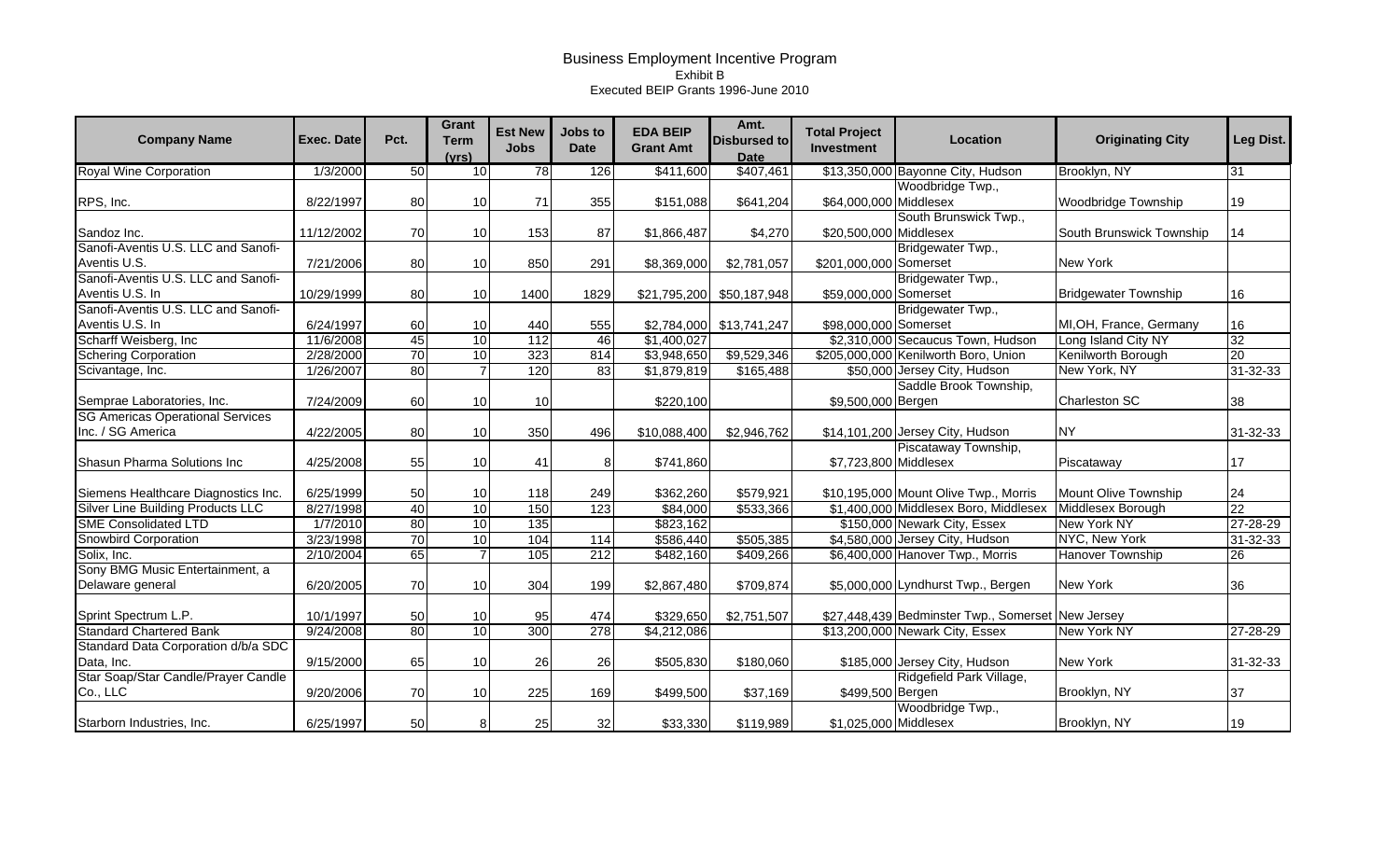# Business Employment Incentive Program

Exhibit B

Executed BEIP Grants 1996-June 2010

| Company Name | Exec. Date | Pct. | Grant Term (yrs) | Est New Jobs | Jobs to Date | EDA BEIP Grant Amt | Amt. Disbursed to Date | Total Project Investment | Location | Originating City | Leg Dist. |
|---|---|---|---|---|---|---|---|---|---|---|---|
| Royal Wine Corporation | 1/3/2000 | 50 | 10 | 78 | 126 | $411,600 | $407,461 | $13,350,000 | Bayonne City, Hudson | Brooklyn, NY | 31 |
| RPS, Inc. | 8/22/1997 | 80 | 10 | 71 | 355 | $151,088 | $641,204 | $64,000,000 | Woodbridge Twp., Middlesex | Woodbridge Township | 19 |
| Sandoz Inc. | 11/12/2002 | 70 | 10 | 153 | 87 | $1,866,487 | $4,270 | $20,500,000 | South Brunswick Twp., Middlesex | South Brunswick Township | 14 |
| Sanofi-Aventis U.S. LLC and Sanofi-Aventis U.S. | 7/21/2006 | 80 | 10 | 850 | 291 | $8,369,000 | $2,781,057 | $201,000,000 | Bridgewater Twp., Somerset | New York | |
| Sanofi-Aventis U.S. LLC and Sanofi-Aventis U.S. In | 10/29/1999 | 80 | 10 | 1400 | 1829 | $21,795,200 | $50,187,948 | $59,000,000 | Bridgewater Twp., Somerset | Bridgewater Township | 16 |
| Sanofi-Aventis U.S. LLC and Sanofi-Aventis U.S. In | 6/24/1997 | 60 | 10 | 440 | 555 | $2,784,000 | $13,741,247 | $98,000,000 | Bridgewater Twp., Somerset | MI,OH, France, Germany | 16 |
| Scharff Weisberg, Inc | 11/6/2008 | 45 | 10 | 112 | 46 | $1,400,027 | | $2,310,000 | Secaucus Town, Hudson | Long Island City NY | 32 |
| Schering Corporation | 2/28/2000 | 70 | 10 | 323 | 814 | $3,948,650 | $9,529,346 | $205,000,000 | Kenilworth Boro, Union | Kenilworth Borough | 20 |
| Scivantage, Inc. | 1/26/2007 | 80 | 7 | 120 | 83 | $1,879,819 | $165,488 | $50,000 | Jersey City, Hudson | New York, NY | 31-32-33 |
| Semprae Laboratories, Inc. | 7/24/2009 | 60 | 10 | 10 | | $220,100 | | $9,500,000 | Saddle Brook Township, Bergen | Charleston SC | 38 |
| SG Americas Operational Services Inc. / SG America | 4/22/2005 | 80 | 10 | 350 | 496 | $10,088,400 | $2,946,762 | $14,101,200 | Jersey City, Hudson | NY | 31-32-33 |
| Shasun Pharma Solutions Inc | 4/25/2008 | 55 | 10 | 41 | 8 | $741,860 | | $7,723,800 | Piscataway Township, Middlesex | Piscataway | 17 |
| Siemens Healthcare Diagnostics Inc. | 6/25/1999 | 50 | 10 | 118 | 249 | $362,260 | $579,921 | $10,195,000 | Mount Olive Twp., Morris | Mount Olive Township | 24 |
| Silver Line Building Products LLC | 8/27/1998 | 40 | 10 | 150 | 123 | $84,000 | $533,366 | $1,400,000 | Middlesex Boro, Middlesex | Middlesex Borough | 22 |
| SME Consolidated LTD | 1/7/2010 | 80 | 10 | 135 | | $823,162 | | $150,000 | Newark City, Essex | New York NY | 27-28-29 |
| Snowbird Corporation | 3/23/1998 | 70 | 10 | 104 | 114 | $586,440 | $505,385 | $4,580,000 | Jersey City, Hudson | NYC, New York | 31-32-33 |
| Solix, Inc. | 2/10/2004 | 65 | 7 | 105 | 212 | $482,160 | $409,266 | $6,400,000 | Hanover Twp., Morris | Hanover Township | 26 |
| Sony BMG Music Entertainment, a Delaware general | 6/20/2005 | 70 | 10 | 304 | 199 | $2,867,480 | $709,874 | $5,000,000 | Lyndhurst Twp., Bergen | New York | 36 |
| Sprint Spectrum L.P. | 10/1/1997 | 50 | 10 | 95 | 474 | $329,650 | $2,751,507 | $27,448,439 | Bedminster Twp., Somerset | New Jersey | |
| Standard Chartered Bank | 9/24/2008 | 80 | 10 | 300 | 278 | $4,212,086 | | $13,200,000 | Newark City, Essex | New York NY | 27-28-29 |
| Standard Data Corporation d/b/a SDC Data, Inc. | 9/15/2000 | 65 | 10 | 26 | 26 | $505,830 | $180,060 | $185,000 | Jersey City, Hudson | New York | 31-32-33 |
| Star Soap/Star Candle/Prayer Candle Co., LLC | 9/20/2006 | 70 | 10 | 225 | 169 | $499,500 | $37,169 | $499,500 | Ridgefield Park Village, Bergen | Brooklyn, NY | 37 |
| Starborn Industries, Inc. | 6/25/1997 | 50 | 8 | 25 | 32 | $33,330 | $119,989 | $1,025,000 | Woodbridge Twp., Middlesex | Brooklyn, NY | 19 |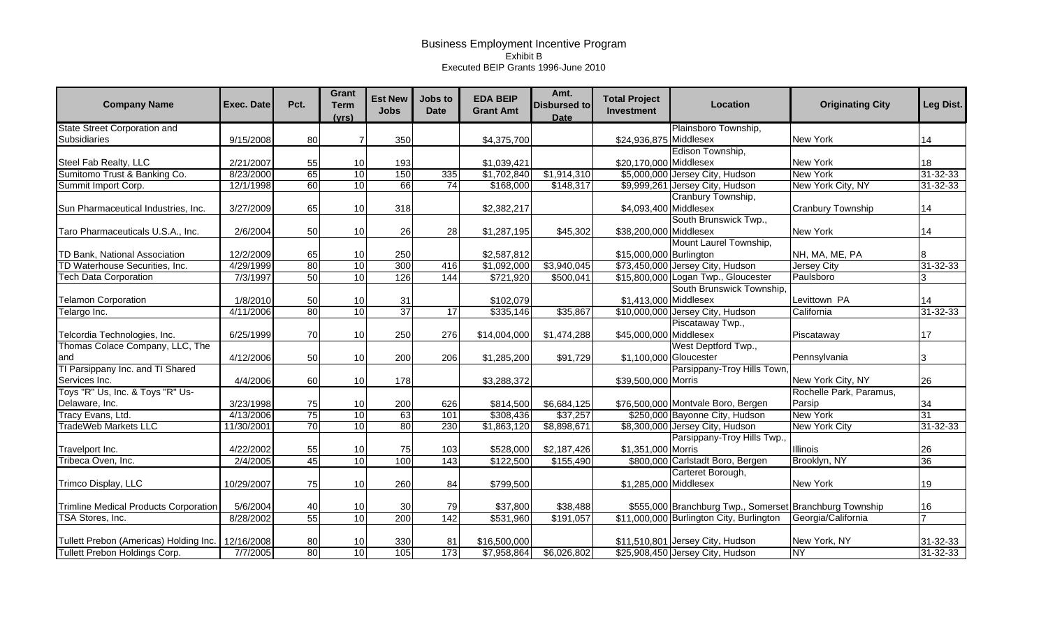# Business Employment Incentive Program

Exhibit B

Executed BEIP Grants 1996-June 2010

| Company Name | Exec. Date | Pct. | Grant Term (yrs) | Est New Jobs | Jobs to Date | EDA BEIP Grant Amt | Amt. Disbursed to Date | Total Project Investment | Location | Originating City | Leg Dist. |
|---|---|---|---|---|---|---|---|---|---|---|---|
| State Street Corporation and Subsidiaries | 9/15/2008 | 80 | 7 | 350 | | $4,375,700 | | $24,936,875 | Plainsboro Township, Middlesex | New York | 14 |
| Steel Fab Realty, LLC | 2/21/2007 | 55 | 10 | 193 | | $1,039,421 | | $20,170,000 | Edison Township, Middlesex | New York | 18 |
| Sumitomo Trust & Banking Co. | 8/23/2000 | 65 | 10 | 150 | 335 | $1,702,840 | $1,914,310 | $5,000,000 | Jersey City, Hudson | New York | 31-32-33 |
| Summit Import Corp. | 12/1/1998 | 60 | 10 | 66 | 74 | $168,000 | $148,317 | $9,999,261 | Jersey City, Hudson | New York City, NY | 31-32-33 |
| Sun Pharmaceutical Industries, Inc. | 3/27/2009 | 65 | 10 | 318 | | $2,382,217 | | $4,093,400 | Cranbury Township, Middlesex | Cranbury Township | 14 |
| Taro Pharmaceuticals U.S.A., Inc. | 2/6/2004 | 50 | 10 | 26 | 28 | $1,287,195 | $45,302 | $38,200,000 | South Brunswick Twp., Middlesex | New York | 14 |
| TD Bank, National Association | 12/2/2009 | 65 | 10 | 250 | | $2,587,812 | | $15,000,000 | Mount Laurel Township, Burlington | NH, MA, ME, PA | 8 |
| TD Waterhouse Securities, Inc. | 4/29/1999 | 80 | 10 | 300 | 416 | $1,092,000 | $3,940,045 | $73,450,000 | Jersey City, Hudson | Jersey City | 31-32-33 |
| Tech Data Corporation | 7/3/1997 | 50 | 10 | 126 | 144 | $721,920 | $500,041 | $15,800,000 | Logan Twp., Gloucester | Paulsboro | 3 |
| Telamon Corporation | 1/8/2010 | 50 | 10 | 31 | | $102,079 | | $1,413,000 | South Brunswick Township, Middlesex | Levittown PA | 14 |
| Telargo Inc. | 4/11/2006 | 80 | 10 | 37 | 17 | $335,146 | $35,867 | $10,000,000 | Jersey City, Hudson | California | 31-32-33 |
| Telcordia Technologies, Inc. | 6/25/1999 | 70 | 10 | 250 | 276 | $14,004,000 | $1,474,288 | $45,000,000 | Piscataway Twp., Middlesex | Piscataway | 17 |
| Thomas Colace Company, LLC, The and | 4/12/2006 | 50 | 10 | 200 | 206 | $1,285,200 | $91,729 | $1,100,000 | West Deptford Twp., Gloucester | Pennsylvania | 3 |
| TI Parsippany Inc. and TI Shared Services Inc. | 4/4/2006 | 60 | 10 | 178 | | $3,288,372 | | $39,500,000 | Parsippany-Troy Hills Town, Morris | New York City, NY | 26 |
| Toys "R" Us, Inc. & Toys "R" Us-Delaware, Inc. | 3/23/1998 | 75 | 10 | 200 | 626 | $814,500 | $6,684,125 | $76,500,000 | Montvale Boro, Bergen | Rochelle Park, Paramus, Parsip | 34 |
| Tracy Evans, Ltd. | 4/13/2006 | 75 | 10 | 63 | 101 | $308,436 | $37,257 | $250,000 | Bayonne City, Hudson | New York | 31 |
| TradeWeb Markets LLC | 11/30/2001 | 70 | 10 | 80 | 230 | $1,863,120 | $8,898,671 | $8,300,000 | Jersey City, Hudson | New York City | 31-32-33 |
| Travelport Inc. | 4/22/2002 | 55 | 10 | 75 | 103 | $528,000 | $2,187,426 | $1,351,000 | Parsippany-Troy Hills Twp., Morris | Illinois | 26 |
| Tribeca Oven, Inc. | 2/4/2005 | 45 | 10 | 100 | 143 | $122,500 | $155,490 | $800,000 | Carlstadt Boro, Bergen | Brooklyn, NY | 36 |
| Trimco Display, LLC | 10/29/2007 | 75 | 10 | 260 | 84 | $799,500 | | $1,285,000 | Carteret Borough, Middlesex | New York | 19 |
| Trimline Medical Products Corporation | 5/6/2004 | 40 | 10 | 30 | 79 | $37,800 | $38,488 | $555,000 | Branchburg Twp., Somerset | Branchburg Township | 16 |
| TSA Stores, Inc. | 8/28/2002 | 55 | 10 | 200 | 142 | $531,960 | $191,057 | $11,000,000 | Burlington City, Burlington | Georgia/California | 7 |
| Tullett Prebon (Americas) Holding Inc. | 12/16/2008 | 80 | 10 | 330 | 81 | $16,500,000 | | $11,510,801 | Jersey City, Hudson | New York, NY | 31-32-33 |
| Tullett Prebon Holdings Corp. | 7/7/2005 | 80 | 10 | 105 | 173 | $7,958,864 | $6,026,802 | $25,908,450 | Jersey City, Hudson | NY | 31-32-33 |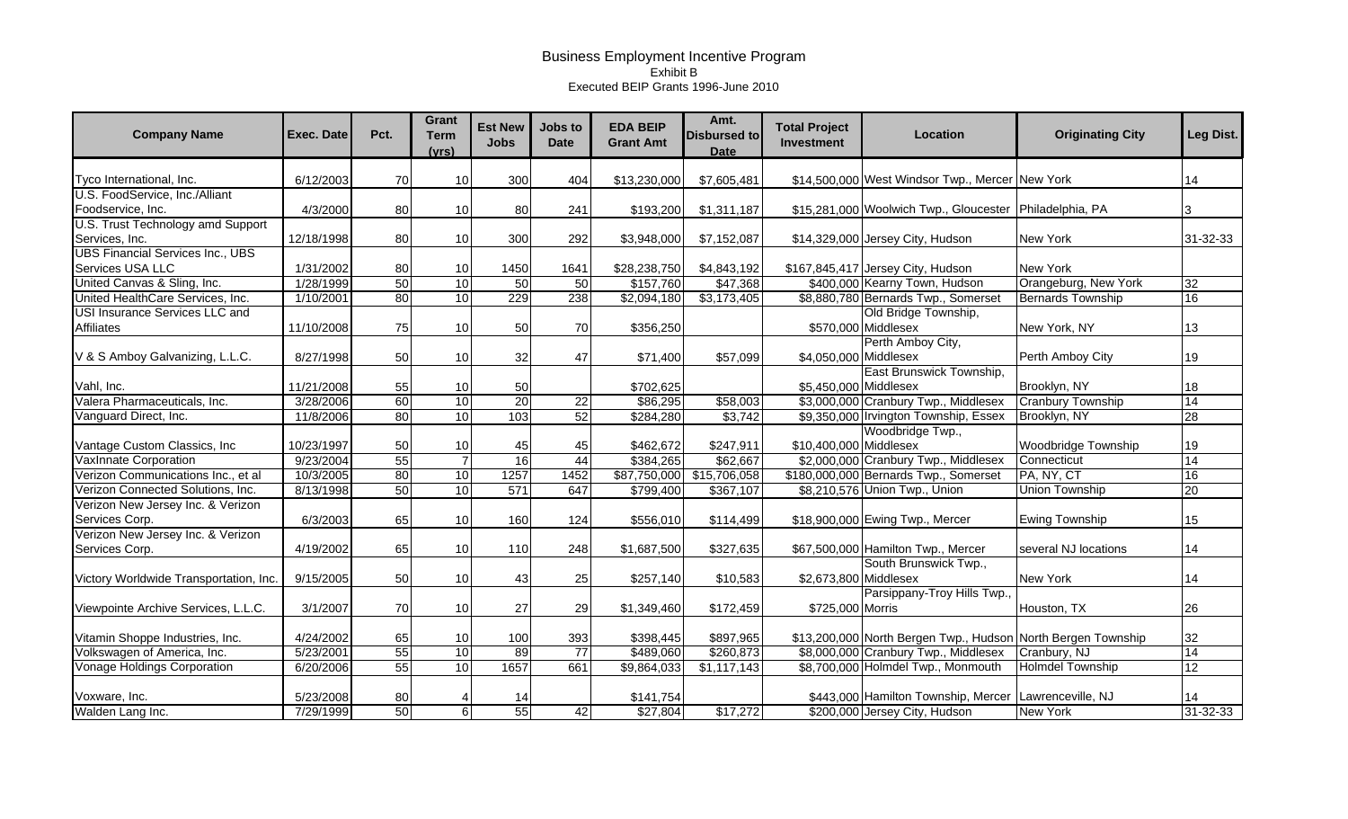# Business Employment Incentive Program

Exhibit B

Executed BEIP Grants 1996-June 2010

| Company Name | Exec. Date | Pct. | Grant Term (yrs) | Est New Jobs | Jobs to Date | EDA BEIP Grant Amt | Amt. Disbursed to Date | Total Project Investment | Location | Originating City | Leg Dist. |
|---|---|---|---|---|---|---|---|---|---|---|---|
| Tyco International, Inc. | 6/12/2003 | 70 | 10 | 300 | 404 | $13,230,000 | $7,605,481 | $14,500,000 | West Windsor Twp., Mercer | New York | 14 |
| U.S. FoodService, Inc./Alliant Foodservice, Inc. | 4/3/2000 | 80 | 10 | 80 | 241 | $193,200 | $1,311,187 | $15,281,000 | Woolwich Twp., Gloucester | Philadelphia, PA | 3 |
| U.S. Trust Technology amd Support Services, Inc. | 12/18/1998 | 80 | 10 | 300 | 292 | $3,948,000 | $7,152,087 | $14,329,000 | Jersey City, Hudson | New York | 31-32-33 |
| UBS Financial Services Inc., UBS Services USA LLC | 1/31/2002 | 80 | 10 | 1450 | 1641 | $28,238,750 | $4,843,192 | $167,845,417 | Jersey City, Hudson | New York | |
| United Canvas & Sling, Inc. | 1/28/1999 | 50 | 10 | 50 | 50 | $157,760 | $47,368 | $400,000 | Kearny Town, Hudson | Orangeburg, New York | 32 |
| United HealthCare Services, Inc. | 1/10/2001 | 80 | 10 | 229 | 238 | $2,094,180 | $3,173,405 | $8,880,780 | Bernards Twp., Somerset | Bernards Township | 16 |
| USI Insurance Services LLC and Affiliates | 11/10/2008 | 75 | 10 | 50 | 70 | $356,250 | | $570,000 | Old Bridge Township, Middlesex | New York, NY | 13 |
| V & S Amboy Galvanizing, L.L.C. | 8/27/1998 | 50 | 10 | 32 | 47 | $71,400 | $57,099 | $4,050,000 | Perth Amboy City, Middlesex | Perth Amboy City | 19 |
| Vahl, Inc. | 11/21/2008 | 55 | 10 | 50 | | $702,625 | | $5,450,000 | East Brunswick Township, Middlesex | Brooklyn, NY | 18 |
| Valera Pharmaceuticals, Inc. | 3/28/2006 | 60 | 10 | 20 | 22 | $86,295 | $58,003 | $3,000,000 | Cranbury Twp., Middlesex | Cranbury Township | 14 |
| Vanguard Direct, Inc. | 11/8/2006 | 80 | 10 | 103 | 52 | $284,280 | $3,742 | $9,350,000 | Irvington Township, Essex | Brooklyn, NY | 28 |
| Vantage Custom Classics, Inc | 10/23/1997 | 50 | 10 | 45 | 45 | $462,672 | $247,911 | $10,400,000 | Woodbridge Twp., Middlesex | Woodbridge Township | 19 |
| VaxInnate Corporation | 9/23/2004 | 55 | 7 | 16 | 44 | $384,265 | $62,667 | $2,000,000 | Cranbury Twp., Middlesex | Connecticut | 14 |
| Verizon Communications Inc., et al | 10/3/2005 | 80 | 10 | 1257 | 1452 | $87,750,000 | $15,706,058 | $180,000,000 | Bernards Twp., Somerset | PA, NY, CT | 16 |
| Verizon Connected Solutions, Inc. | 8/13/1998 | 50 | 10 | 571 | 647 | $799,400 | $367,107 | $8,210,576 | Union Twp., Union | Union Township | 20 |
| Verizon New Jersey Inc. & Verizon Services Corp. | 6/3/2003 | 65 | 10 | 160 | 124 | $556,010 | $114,499 | $18,900,000 | Ewing Twp., Mercer | Ewing Township | 15 |
| Verizon New Jersey Inc. & Verizon Services Corp. | 4/19/2002 | 65 | 10 | 110 | 248 | $1,687,500 | $327,635 | $67,500,000 | Hamilton Twp., Mercer | several NJ locations | 14 |
| Victory Worldwide Transportation, Inc. | 9/15/2005 | 50 | 10 | 43 | 25 | $257,140 | $10,583 | $2,673,800 | South Brunswick Twp., Middlesex | New York | 14 |
| Viewpointe Archive Services, L.L.C. | 3/1/2007 | 70 | 10 | 27 | 29 | $1,349,460 | $172,459 | $725,000 | Parsippany-Troy Hills Twp., Morris | Houston, TX | 26 |
| Vitamin Shoppe Industries, Inc. | 4/24/2002 | 65 | 10 | 100 | 393 | $398,445 | $897,965 | $13,200,000 | North Bergen Twp., Hudson | North Bergen Township | 32 |
| Volkswagen of America, Inc. | 5/23/2001 | 55 | 10 | 89 | 77 | $489,060 | $260,873 | $8,000,000 | Cranbury Twp., Middlesex | Cranbury, NJ | 14 |
| Vonage Holdings Corporation | 6/20/2006 | 55 | 10 | 1657 | 661 | $9,864,033 | $1,117,143 | $8,700,000 | Holmdel Twp., Monmouth | Holmdel Township | 12 |
| Voxware, Inc. | 5/23/2008 | 80 | 4 | 14 | | $141,754 | | $443,000 | Hamilton Township, Mercer | Lawrenceville, NJ | 14 |
| Walden Lang Inc. | 7/29/1999 | 50 | 6 | 55 | 42 | $27,804 | $17,272 | $200,000 | Jersey City, Hudson | New York | 31-32-33 |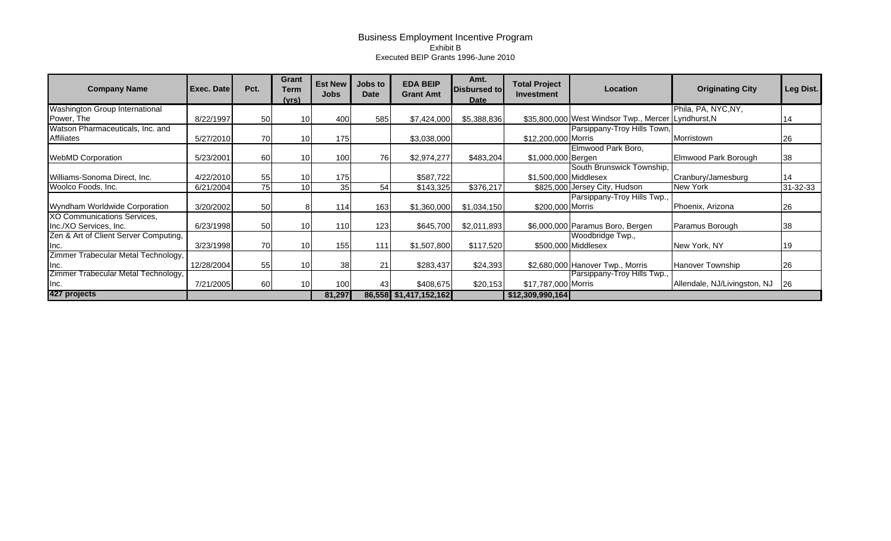# Business Employment Incentive Program

Exhibit B

Executed BEIP Grants 1996-June 2010

| Company Name | Exec. Date | Pct. | Grant Term (yrs) | Est New Jobs | Jobs to Date | EDA BEIP Grant Amt | Amt. Disbursed to Date | Total Project Investment | Location | Originating City | Leg Dist. |
|---|---|---|---|---|---|---|---|---|---|---|---|
| Washington Group International Power, The | 8/22/1997 | 50 | 10 | 400 | 585 | $7,424,000 | $5,388,836 | $35,800,000 | West Windsor Twp., Mercer | Phila, PA, NYC,NY, Lyndhurst,N | 14 |
| Watson Pharmaceuticals, Inc. and Affiliates | 5/27/2010 | 70 | 10 | 175 | | $3,038,000 | | $12,200,000 | Parsippany-Troy Hills Town, Morris | Morristown | 26 |
| WebMD Corporation | 5/23/2001 | 60 | 10 | 100 | 76 | $2,974,277 | $483,204 | $1,000,000 | Elmwood Park Boro, Bergen | Elmwood Park Borough | 38 |
| Williams-Sonoma Direct, Inc. | 4/22/2010 | 55 | 10 | 175 | | $587,722 | | $1,500,000 | South Brunswick Township, Middlesex | Cranbury/Jamesburg | 14 |
| Woolco Foods, Inc. | 6/21/2004 | 75 | 10 | 35 | 54 | $143,325 | $376,217 | $825,000 | Jersey City, Hudson | New York | 31-32-33 |
| Wyndham Worldwide Corporation | 3/20/2002 | 50 | 8 | 114 | 163 | $1,360,000 | $1,034,150 | $200,000 | Parsippany-Troy Hills Twp., Morris | Phoenix, Arizona | 26 |
| XO Communications Services, Inc./XO Services, Inc. | 6/23/1998 | 50 | 10 | 110 | 123 | $645,700 | $2,011,893 | $6,000,000 | Paramus Boro, Bergen | Paramus Borough | 38 |
| Zen & Art of Client Server Computing, Inc. | 3/23/1998 | 70 | 10 | 155 | 111 | $1,507,800 | $117,520 | $500,000 | Woodbridge Twp., Middlesex | New York, NY | 19 |
| Zimmer Trabecular Metal Technology, Inc. | 12/28/2004 | 55 | 10 | 38 | 21 | $283,437 | $24,393 | $2,680,000 | Hanover Twp., Morris | Hanover Township | 26 |
| Zimmer Trabecular Metal Technology, Inc. | 7/21/2005 | 60 | 10 | 100 | 43 | $408,675 | $20,153 | $17,787,000 | Parsippany-Troy Hills Twp., Morris | Allendale, NJ/Livingston, NJ | 26 |
| **427 projects** | | | | **81,297** | **86,558** | **$1,417,152,162** | | **$12,309,990,164** | | | |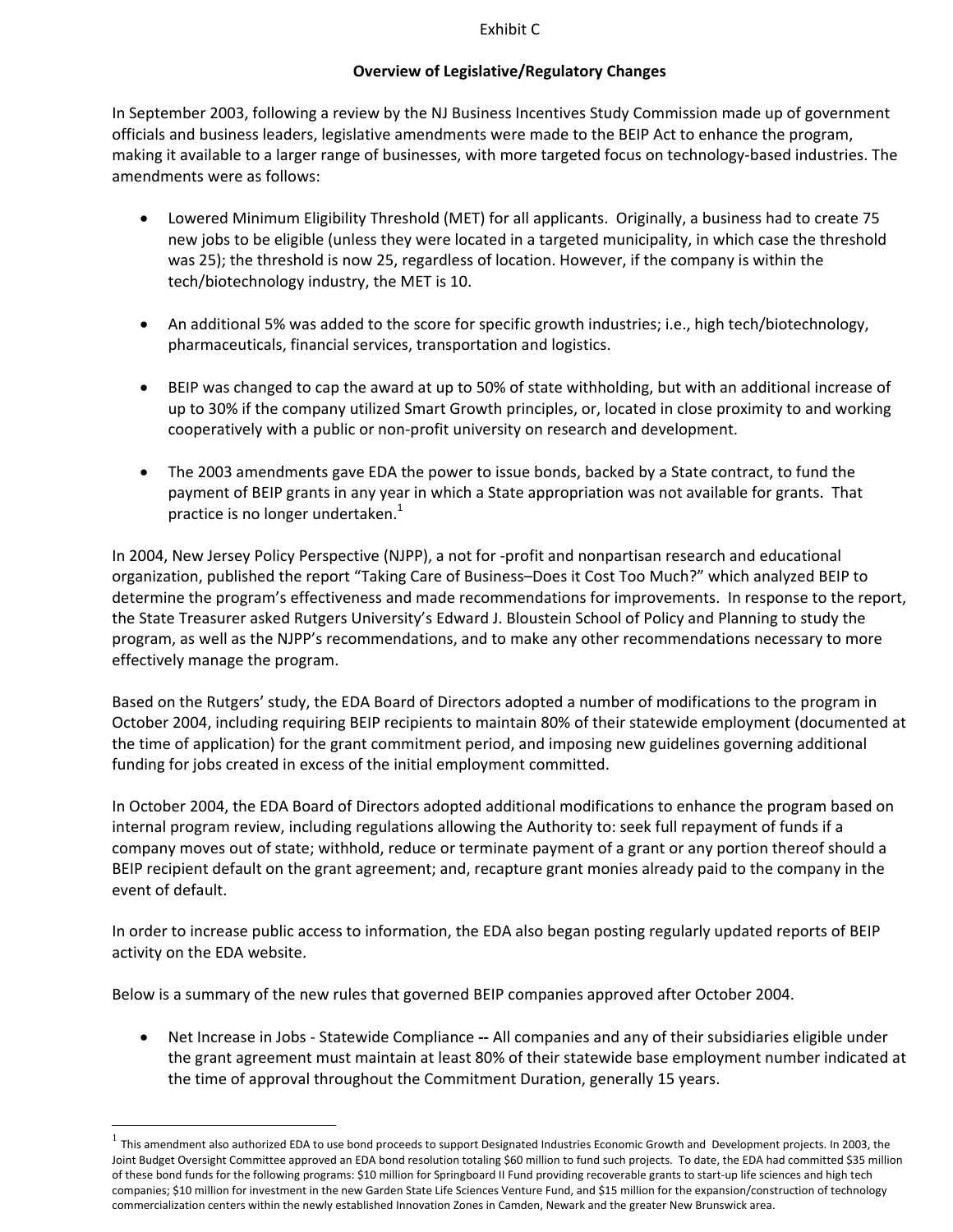Exhibit C

## Overview of Legislative/Regulatory Changes

In September 2003, following a review by the NJ Business Incentives Study Commission made up of government officials and business leaders, legislative amendments were made to the BEIP Act to enhance the program, making it available to a larger range of businesses, with more targeted focus on technology-based industries. The amendments were as follows:

- Lowered Minimum Eligibility Threshold (MET) for all applicants. Originally, a business had to create 75 new jobs to be eligible (unless they were located in a targeted municipality, in which case the threshold was 25); the threshold is now 25, regardless of location. However, if the company is within the tech/biotechnology industry, the MET is 10.

- An additional 5% was added to the score for specific growth industries; i.e., high tech/biotechnology, pharmaceuticals, financial services, transportation and logistics.

- BEIP was changed to cap the award at up to 50% of state withholding, but with an additional increase of up to 30% if the company utilized Smart Growth principles, or, located in close proximity to and working cooperatively with a public or non-profit university on research and development.

- The 2003 amendments gave EDA the power to issue bonds, backed by a State contract, to fund the payment of BEIP grants in any year in which a State appropriation was not available for grants. That practice is no longer undertaken.[1]

In 2004, New Jersey Policy Perspective (NJPP), a not for -profit and nonpartisan research and educational organization, published the report "Taking Care of Business–Does it Cost Too Much?" which analyzed BEIP to determine the program's effectiveness and made recommendations for improvements. In response to the report, the State Treasurer asked Rutgers University's Edward J. Bloustein School of Policy and Planning to study the program, as well as the NJPP's recommendations, and to make any other recommendations necessary to more effectively manage the program.

Based on the Rutgers' study, the EDA Board of Directors adopted a number of modifications to the program in October 2004, including requiring BEIP recipients to maintain 80% of their statewide employment (documented at the time of application) for the grant commitment period, and imposing new guidelines governing additional funding for jobs created in excess of the initial employment committed.

In October 2004, the EDA Board of Directors adopted additional modifications to enhance the program based on internal program review, including regulations allowing the Authority to: seek full repayment of funds if a company moves out of state; withhold, reduce or terminate payment of a grant or any portion thereof should a BEIP recipient default on the grant agreement; and, recapture grant monies already paid to the company in the event of default.

In order to increase public access to information, the EDA also began posting regularly updated reports of BEIP activity on the EDA website.

Below is a summary of the new rules that governed BEIP companies approved after October 2004.

- Net Increase in Jobs - Statewide Compliance **--** All companies and any of their subsidiaries eligible under the grant agreement must maintain at least 80% of their statewide base employment number indicated at the time of approval throughout the Commitment Duration, generally 15 years.

---

[1] This amendment also authorized EDA to use bond proceeds to support Designated Industries Economic Growth and Development projects. In 2003, the Joint Budget Oversight Committee approved an EDA bond resolution totaling $60 million to fund such projects. To date, the EDA had committed $35 million of these bond funds for the following programs: $10 million for Springboard II Fund providing recoverable grants to start-up life sciences and high tech companies; $10 million for investment in the new Garden State Life Sciences Venture Fund, and $15 million for the expansion/construction of technology commercialization centers within the newly established Innovation Zones in Camden, Newark and the greater New Brunswick area.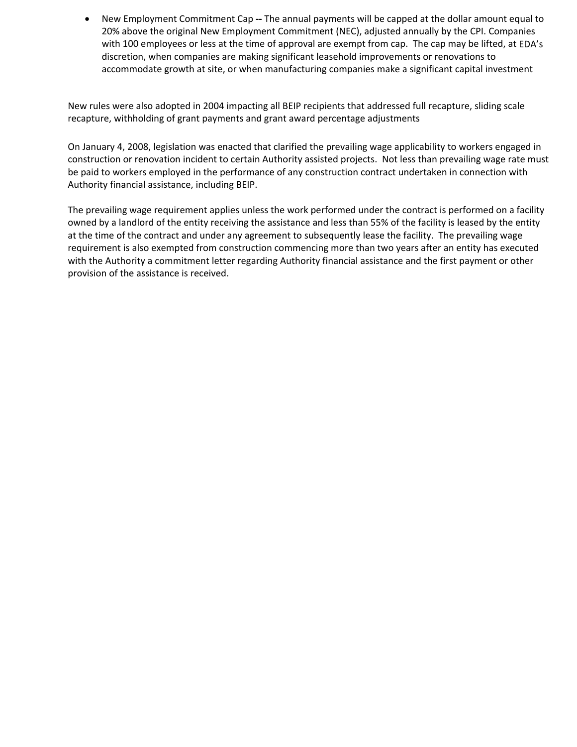- New Employment Commitment Cap **--** The annual payments will be capped at the dollar amount equal to 20% above the original New Employment Commitment (NEC), adjusted annually by the CPI. Companies with 100 employees or less at the time of approval are exempt from cap. The cap may be lifted, at EDA's discretion, when companies are making significant leasehold improvements or renovations to accommodate growth at site, or when manufacturing companies make a significant capital investment

New rules were also adopted in 2004 impacting all BEIP recipients that addressed full recapture, sliding scale recapture, withholding of grant payments and grant award percentage adjustments

On January 4, 2008, legislation was enacted that clarified the prevailing wage applicability to workers engaged in construction or renovation incident to certain Authority assisted projects. Not less than prevailing wage rate must be paid to workers employed in the performance of any construction contract undertaken in connection with Authority financial assistance, including BEIP.

The prevailing wage requirement applies unless the work performed under the contract is performed on a facility owned by a landlord of the entity receiving the assistance and less than 55% of the facility is leased by the entity at the time of the contract and under any agreement to subsequently lease the facility. The prevailing wage requirement is also exempted from construction commencing more than two years after an entity has executed with the Authority a commitment letter regarding Authority financial assistance and the first payment or other provision of the assistance is received.